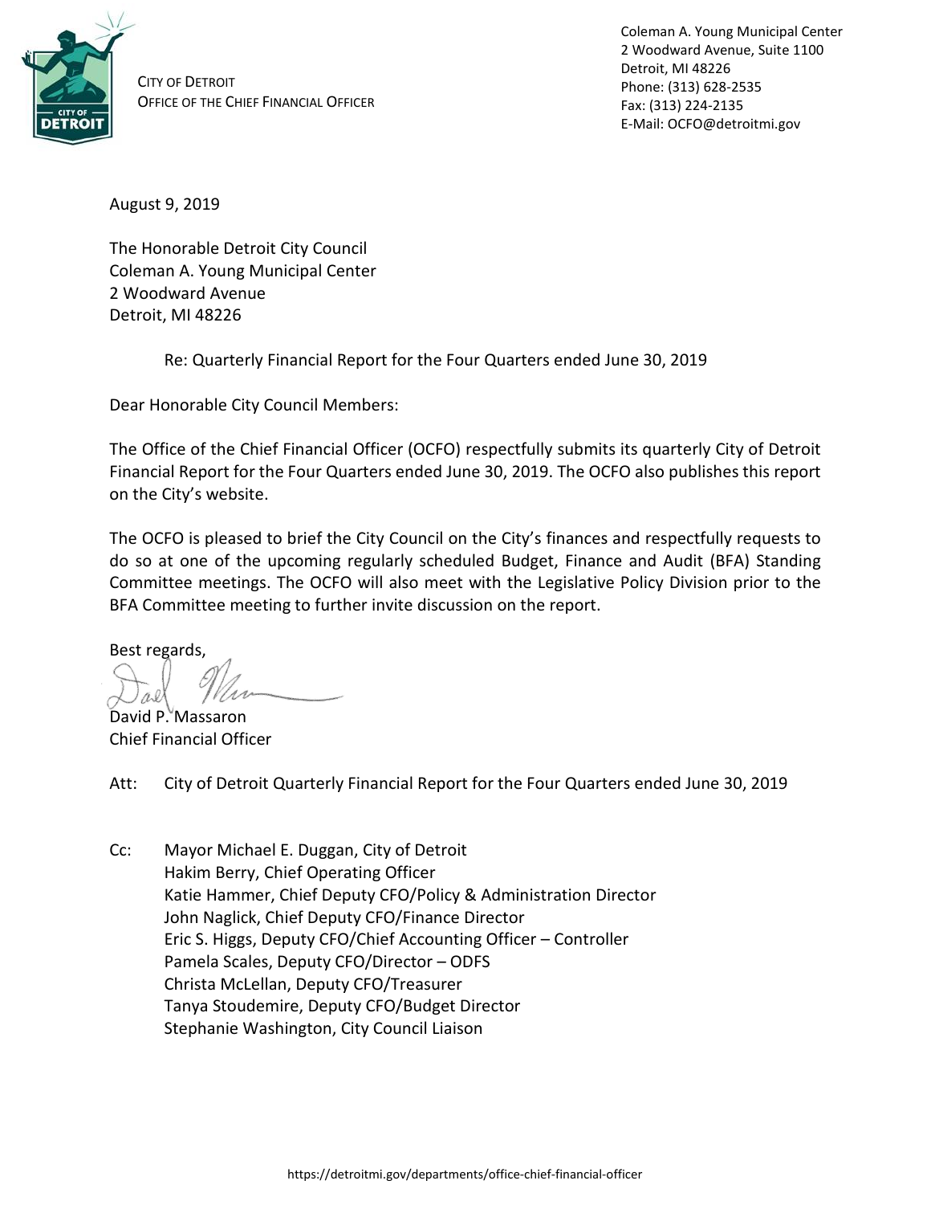CITY OF DETROIT
OFFICE OF THE CHIEF FINANCIAL OFFICER

Coleman A. Young Municipal Center
2 Woodward Avenue, Suite 1100
Detroit, MI 48226
Phone: (313) 628-2535
Fax: (313) 224-2135
E-Mail: OCFO@detroitmi.gov

August 9, 2019

The Honorable Detroit City Council
Coleman A. Young Municipal Center
2 Woodward Avenue
Detroit, MI 48226

Re: Quarterly Financial Report for the Four Quarters ended June 30, 2019

Dear Honorable City Council Members:

The Office of the Chief Financial Officer (OCFO) respectfully submits its quarterly City of Detroit Financial Report for the Four Quarters ended June 30, 2019. The OCFO also publishes this report on the City's website.

The OCFO is pleased to brief the City Council on the City's finances and respectfully requests to do so at one of the upcoming regularly scheduled Budget, Finance and Audit (BFA) Standing Committee meetings. The OCFO will also meet with the Legislative Policy Division prior to the BFA Committee meeting to further invite discussion on the report.

Best regards,

David P. Massaron
Chief Financial Officer

Att: City of Detroit Quarterly Financial Report for the Four Quarters ended June 30, 2019

Cc: Mayor Michael E. Duggan, City of Detroit
Hakim Berry, Chief Operating Officer
Katie Hammer, Chief Deputy CFO/Policy & Administration Director
John Naglick, Chief Deputy CFO/Finance Director
Eric S. Higgs, Deputy CFO/Chief Accounting Officer – Controller
Pamela Scales, Deputy CFO/Director – ODFS
Christa McLellan, Deputy CFO/Treasurer
Tanya Stoudemire, Deputy CFO/Budget Director
Stephanie Washington, City Council Liaison

https://detroitmi.gov/departments/office-chief-financial-officer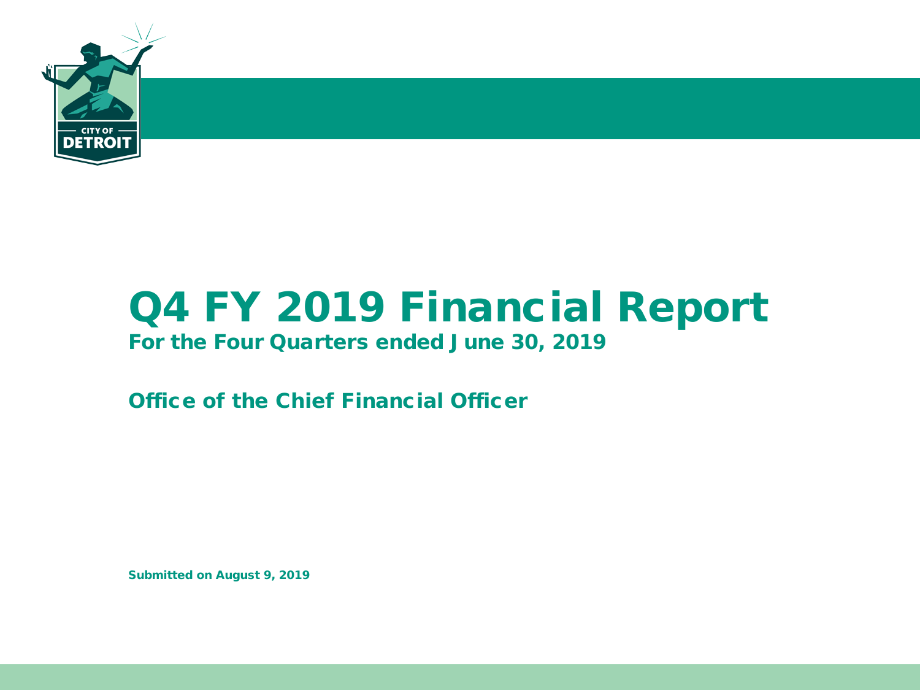# Q4 FY 2019 Financial Report

## For the Four Quarters ended June 30, 2019

## Office of the Chief Financial Officer

**Submitted on August 9, 2019**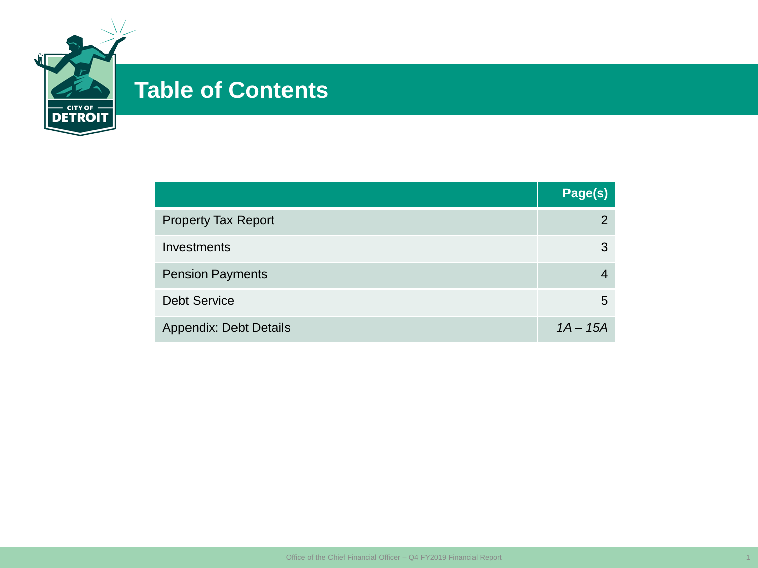# Table of Contents

| | Page(s) |
|---|---|
| Property Tax Report | 2 |
| Investments | 3 |
| Pension Payments | 4 |
| Debt Service | 5 |
| Appendix: Debt Details | *1A – 15A* |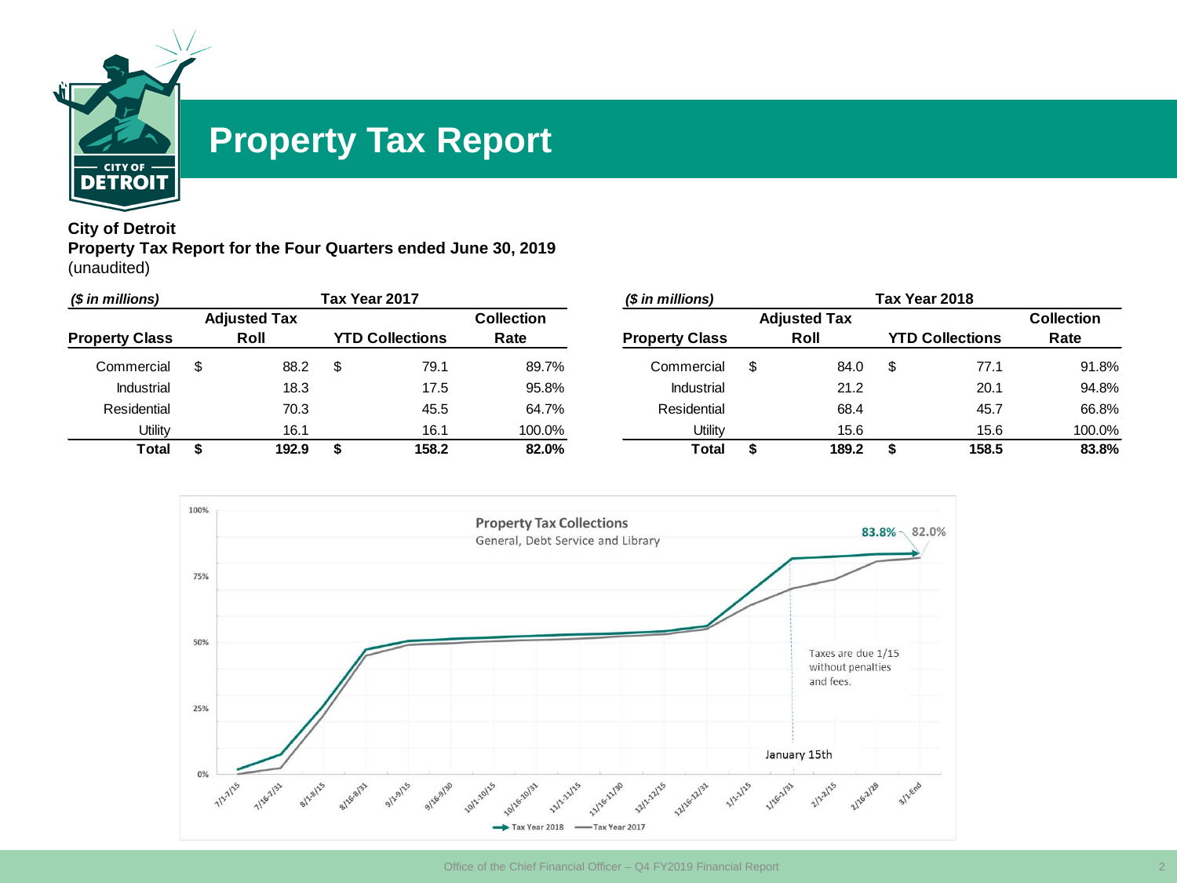# Property Tax Report

**City of Detroit**
**Property Tax Report for the Four Quarters ended June 30, 2019**
(unaudited)

*($ in millions)* — **Tax Year 2017**

| Property Class | Adjusted Tax Roll | YTD Collections | Collection Rate |
|---|---|---|---|
| Commercial | $ 88.2 | $ 79.1 | 89.7% |
| Industrial | 18.3 | 17.5 | 95.8% |
| Residential | 70.3 | 45.5 | 64.7% |
| Utility | 16.1 | 16.1 | 100.0% |
| **Total** | **$ 192.9** | **$ 158.2** | **82.0%** |

*($ in millions)* — **Tax Year 2018**

| Property Class | Adjusted Tax Roll | YTD Collections | Collection Rate |
|---|---|---|---|
| Commercial | $ 84.0 | $ 77.1 | 91.8% |
| Industrial | 21.2 | 20.1 | 94.8% |
| Residential | 68.4 | 45.7 | 66.8% |
| Utility | 15.6 | 15.6 | 100.0% |
| **Total** | **$ 189.2** | **$ 158.5** | **83.8%** |

**Property Tax Collections**
General, Debt Service and Library

Tax Year 2018: 83.8% — Tax Year 2017: 82.0%

Taxes are due 1/15 without penalties and fees. (January 15th)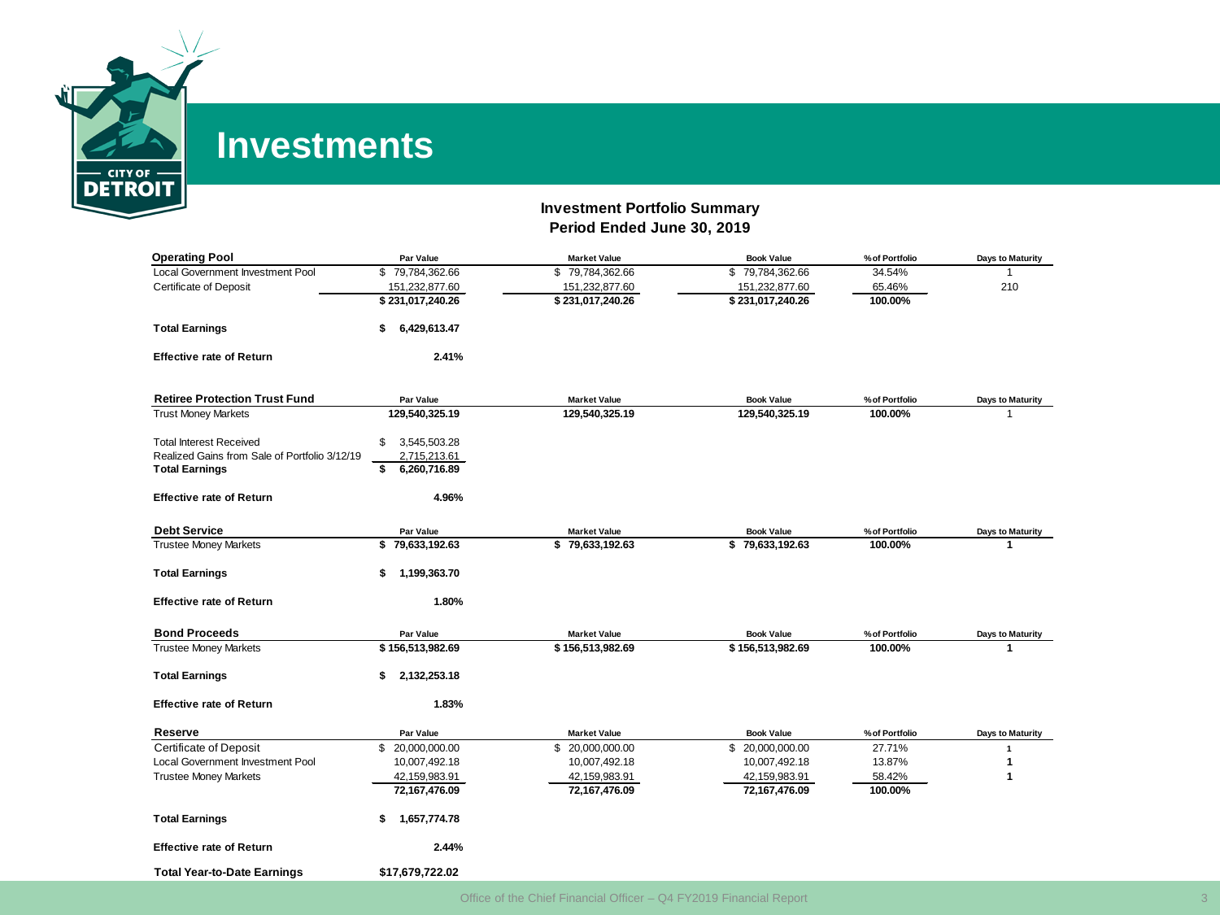# Investments

## Investment Portfolio Summary
## Period Ended June 30, 2019

| Operating Pool | Par Value | Market Value | Book Value | % of Portfolio | Days to Maturity |
|---|---|---|---|---|---|
| Local Government Investment Pool | $ 79,784,362.66 | $ 79,784,362.66 | $ 79,784,362.66 | 34.54% | 1 |
| Certificate of Deposit | 151,232,877.60 | 151,232,877.60 | 151,232,877.60 | 65.46% | 210 |
| | **$ 231,017,240.26** | **$ 231,017,240.26** | **$ 231,017,240.26** | **100.00%** | |
| **Total Earnings** | **$ 6,429,613.47** | | | | |
| **Effective rate of Return** | **2.41%** | | | | |

| Retiree Protection Trust Fund | Par Value | Market Value | Book Value | % of Portfolio | Days to Maturity |
|---|---|---|---|---|---|
| Trust Money Markets | **129,540,325.19** | **129,540,325.19** | **129,540,325.19** | **100.00%** | 1 |
| Total Interest Received | $ 3,545,503.28 | | | | |
| Realized Gains from Sale of Portfolio 3/12/19 | 2,715,213.61 | | | | |
| **Total Earnings** | **$ 6,260,716.89** | | | | |
| **Effective rate of Return** | **4.96%** | | | | |

| Debt Service | Par Value | Market Value | Book Value | % of Portfolio | Days to Maturity |
|---|---|---|---|---|---|
| Trustee Money Markets | **$ 79,633,192.63** | **$ 79,633,192.63** | **$ 79,633,192.63** | **100.00%** | **1** |
| **Total Earnings** | **$ 1,199,363.70** | | | | |
| **Effective rate of Return** | **1.80%** | | | | |

| Bond Proceeds | Par Value | Market Value | Book Value | % of Portfolio | Days to Maturity |
|---|---|---|---|---|---|
| Trustee Money Markets | **$ 156,513,982.69** | **$ 156,513,982.69** | **$ 156,513,982.69** | **100.00%** | **1** |
| **Total Earnings** | **$ 2,132,253.18** | | | | |
| **Effective rate of Return** | **1.83%** | | | | |

| Reserve | Par Value | Market Value | Book Value | % of Portfolio | Days to Maturity |
|---|---|---|---|---|---|
| Certificate of Deposit | $ 20,000,000.00 | $ 20,000,000.00 | $ 20,000,000.00 | 27.71% | **1** |
| Local Government Investment Pool | 10,007,492.18 | 10,007,492.18 | 10,007,492.18 | 13.87% | **1** |
| Trustee Money Markets | 42,159,983.91 | 42,159,983.91 | 42,159,983.91 | 58.42% | **1** |
| | **72,167,476.09** | **72,167,476.09** | **72,167,476.09** | **100.00%** | |
| **Total Earnings** | **$ 1,657,774.78** | | | | |
| **Effective rate of Return** | **2.44%** | | | | |

**Total Year-to-Date Earnings** **$17,679,722.02**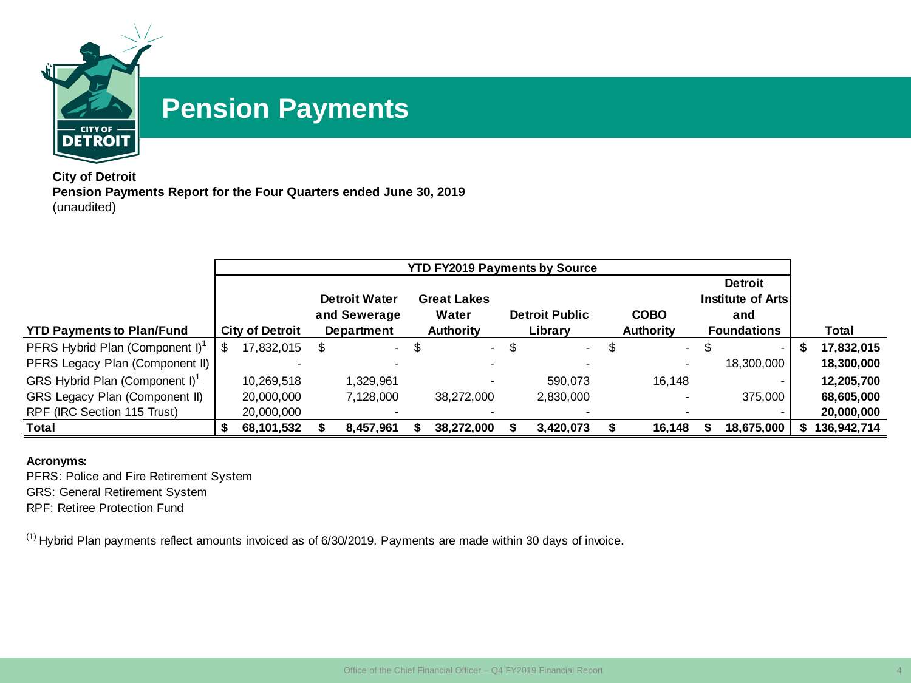# Pension Payments

**City of Detroit**
**Pension Payments Report for the Four Quarters ended June 30, 2019**
(unaudited)

| | YTD FY2019 Payments by Source | | | | | | |
|---|---|---|---|---|---|---|---|
| **YTD Payments to Plan/Fund** | **City of Detroit** | **Detroit Water and Sewerage Department** | **Great Lakes Water Authority** | **Detroit Public Library** | **COBO Authority** | **Detroit Institute of Arts and Foundations** | **Total** |
| PFRS Hybrid Plan (Component I)[1] | $ 17,832,015 | $ - | $ - | $ - | $ - | $ - | **$ 17,832,015** |
| PFRS Legacy Plan (Component II) | - | - | - | - | - | 18,300,000 | **18,300,000** |
| GRS Hybrid Plan (Component I)[1] | 10,269,518 | 1,329,961 | - | 590,073 | 16,148 | - | **12,205,700** |
| GRS Legacy Plan (Component II) | 20,000,000 | 7,128,000 | 38,272,000 | 2,830,000 | - | 375,000 | **68,605,000** |
| RPF (IRC Section 115 Trust) | 20,000,000 | - | - | - | - | - | **20,000,000** |
| **Total** | **$ 68,101,532** | **$ 8,457,961** | **$ 38,272,000** | **$ 3,420,073** | **$ 16,148** | **$ 18,675,000** | **$ 136,942,714** |

**Acronyms:**

PFRS: Police and Fire Retirement System

GRS: General Retirement System

RPF: Retiree Protection Fund

(1) Hybrid Plan payments reflect amounts invoiced as of 6/30/2019. Payments are made within 30 days of invoice.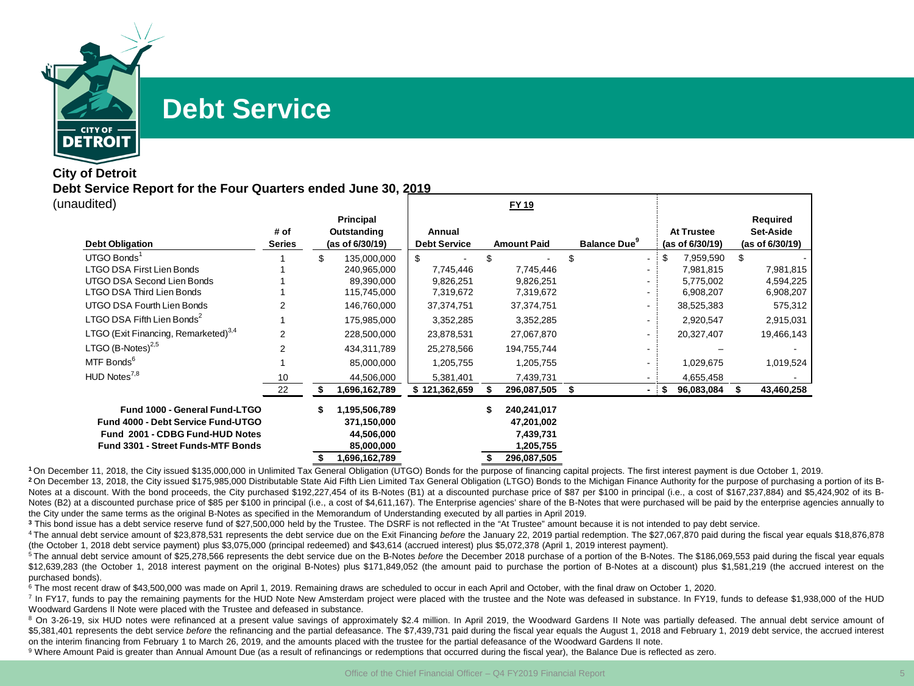# Debt Service

**City of Detroit**
**Debt Service Report for the Four Quarters ended June 30, 2019**
(unaudited)

| Debt Obligation | # of Series | Principal Outstanding (as of 6/30/19) | FY 19 Annual Debt Service | FY 19 Amount Paid | FY 19 Balance Due[9] | At Trustee (as of 6/30/19) | Required Set-Aside (as of 6/30/19) |
|---|---|---|---|---|---|---|---|
| UTGO Bonds[1] | 1 | $ 135,000,000 | $ - | $ - | $ - | $ 7,959,590 | $ - |
| LTGO DSA First Lien Bonds | 1 | 240,965,000 | 7,745,446 | 7,745,446 | - | 7,981,815 | 7,981,815 |
| UTGO DSA Second Lien Bonds | 1 | 89,390,000 | 9,826,251 | 9,826,251 | - | 5,775,002 | 4,594,225 |
| LTGO DSA Third Lien Bonds | 1 | 115,745,000 | 7,319,672 | 7,319,672 | - | 6,908,207 | 6,908,207 |
| UTGO DSA Fourth Lien Bonds | 2 | 146,760,000 | 37,374,751 | 37,374,751 | - | 38,525,383 | 575,312 |
| LTGO DSA Fifth Lien Bonds[2] | 1 | 175,985,000 | 3,352,285 | 3,352,285 | - | 2,920,547 | 2,915,031 |
| LTGO (Exit Financing, Remarketed)[3,4] | 2 | 228,500,000 | 23,878,531 | 27,067,870 | - | 20,327,407 | 19,466,143 |
| LTGO (B-Notes)[2,5] | 2 | 434,311,789 | 25,278,566 | 194,755,744 | - | – | - |
| MTF Bonds[6] | 1 | 85,000,000 | 1,205,755 | 1,205,755 | - | 1,029,675 | 1,019,524 |
| HUD Notes[7,8] | 10 | 44,506,000 | 5,381,401 | 7,439,731 | - | 4,655,458 | - |
| | 22 | $ 1,696,162,789 | $ 121,362,659 | $ 296,087,505 | $ - | $ 96,083,084 | $ 43,460,258 |

| | Principal Outstanding (as of 6/30/19) | Amount Paid |
|---|---|---|
| **Fund 1000 - General Fund-LTGO** | **$ 1,195,506,789** | **$ 240,241,017** |
| **Fund 4000 - Debt Service Fund-UTGO** | **371,150,000** | **47,201,002** |
| **Fund 2001 - CDBG Fund-HUD Notes** | **44,506,000** | **7,439,731** |
| **Fund 3301 - Street Funds-MTF Bonds** | **85,000,000** | **1,205,755** |
| | **$ 1,696,162,789** | **$ 296,087,505** |

**[1]** On December 11, 2018, the City issued $135,000,000 in Unlimited Tax General Obligation (UTGO) Bonds for the purpose of financing capital projects. The first interest payment is due October 1, 2019.

**[2]** On December 13, 2018, the City issued $175,985,000 Distributable State Aid Fifth Lien Limited Tax General Obligation (LTGO) Bonds to the Michigan Finance Authority for the purpose of purchasing a portion of its B-Notes at a discount. With the bond proceeds, the City purchased $192,227,454 of its B-Notes (B1) at a discounted purchase price of $87 per $100 in principal (i.e., a cost of $167,237,884) and $5,424,902 of its B-Notes (B2) at a discounted purchase price of $85 per $100 in principal (i.e., a cost of $4,611,167). The Enterprise agencies' share of the B-Notes that were purchased will be paid by the enterprise agencies annually to the City under the same terms as the original B-Notes as specified in the Memorandum of Understanding executed by all parties in April 2019.

**[3]** This bond issue has a debt service reserve fund of $27,500,000 held by the Trustee. The DSRF is not reflected in the "At Trustee" amount because it is not intended to pay debt service.

[4] The annual debt service amount of $23,878,531 represents the debt service due on the Exit Financing *before* the January 22, 2019 partial redemption. The $27,067,870 paid during the fiscal year equals $18,876,878 (the October 1, 2018 debt service payment) plus $3,075,000 (principal redeemed) and $43,614 (accrued interest) plus $5,072,378 (April 1, 2019 interest payment).

[5] The annual debt service amount of $25,278,566 represents the debt service due on the B-Notes *before* the December 2018 purchase of a portion of the B-Notes. The $186,069,553 paid during the fiscal year equals $12,639,283 (the October 1, 2018 interest payment on the original B-Notes) plus $171,849,052 (the amount paid to purchase the portion of B-Notes at a discount) plus $1,581,219 (the accrued interest on the purchased bonds).

[6] The most recent draw of $43,500,000 was made on April 1, 2019. Remaining draws are scheduled to occur in each April and October, with the final draw on October 1, 2020.

[7] In FY17, funds to pay the remaining payments for the HUD Note New Amsterdam project were placed with the trustee and the Note was defeased in substance. In FY19, funds to defease $1,938,000 of the HUD Woodward Gardens II Note were placed with the Trustee and defeased in substance.

[8] On 3-26-19, six HUD notes were refinanced at a present value savings of approximately $2.4 million. In April 2019, the Woodward Gardens II Note was partially defeased. The annual debt service amount of $5,381,401 represents the debt service *before* the refinancing and the partial defeasance. The $7,439,731 paid during the fiscal year equals the August 1, 2018 and February 1, 2019 debt service, the accrued interest on the interim financing from February 1 to March 26, 2019, and the amounts placed with the trustee for the partial defeasance of the Woodward Gardens II note.

[9] Where Amount Paid is greater than Annual Amount Due (as a result of refinancings or redemptions that occurred during the fiscal year), the Balance Due is reflected as zero.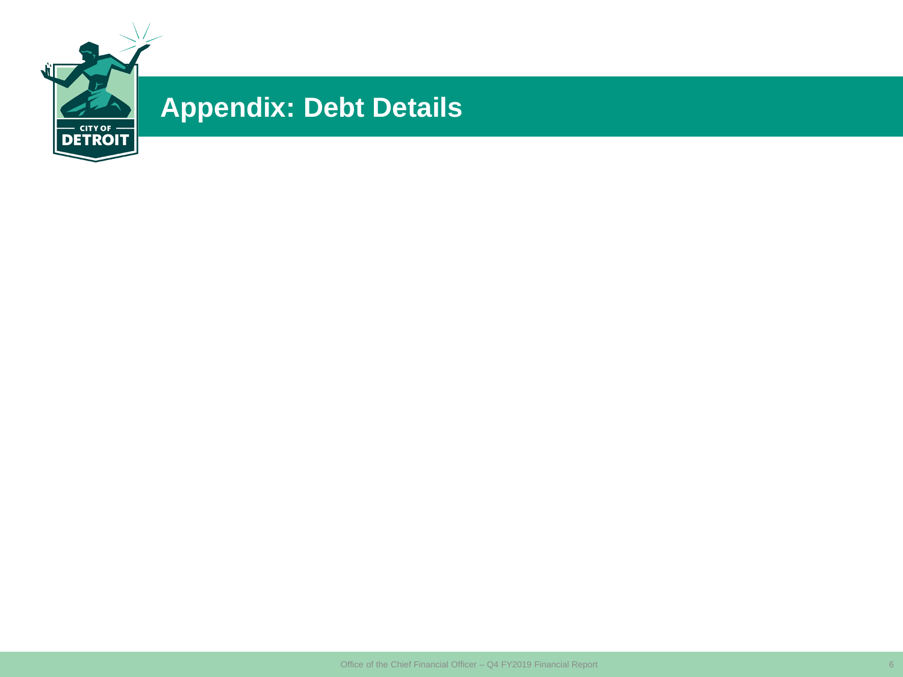# Appendix: Debt Details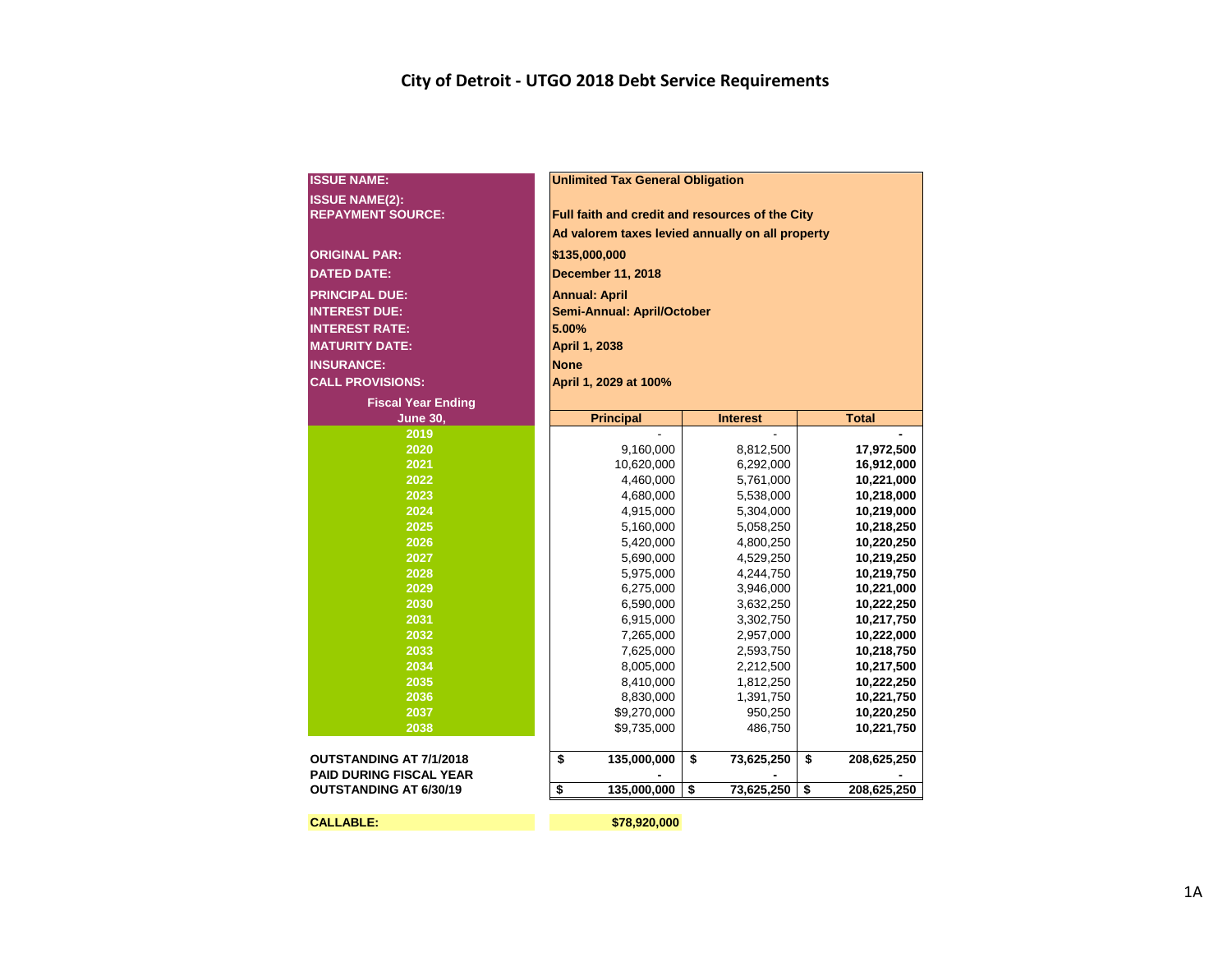# City of Detroit - UTGO 2018 Debt Service Requirements

| | |
|---|---|
| **ISSUE NAME:** | **Unlimited Tax General Obligation** |
| **ISSUE NAME(2):** | |
| **REPAYMENT SOURCE:** | **Full faith and credit and resources of the City** |
| | **Ad valorem taxes levied annually on all property** |
| **ORIGINAL PAR:** | **$135,000,000** |
| **DATED DATE:** | **December 11, 2018** |
| **PRINCIPAL DUE:** | **Annual: April** |
| **INTEREST DUE:** | **Semi-Annual: April/October** |
| **INTEREST RATE:** | **5.00%** |
| **MATURITY DATE:** | **April 1, 2038** |
| **INSURANCE:** | **None** |
| **CALL PROVISIONS:** | **April 1, 2029 at 100%** |

| Fiscal Year Ending June 30, | Principal | Interest | Total |
|---|---|---|---|
| 2019 | - | - | - |
| 2020 | 9,160,000 | 8,812,500 | 17,972,500 |
| 2021 | 10,620,000 | 6,292,000 | 16,912,000 |
| 2022 | 4,460,000 | 5,761,000 | 10,221,000 |
| 2023 | 4,680,000 | 5,538,000 | 10,218,000 |
| 2024 | 4,915,000 | 5,304,000 | 10,219,000 |
| 2025 | 5,160,000 | 5,058,250 | 10,218,250 |
| 2026 | 5,420,000 | 4,800,250 | 10,220,250 |
| 2027 | 5,690,000 | 4,529,250 | 10,219,250 |
| 2028 | 5,975,000 | 4,244,750 | 10,219,750 |
| 2029 | 6,275,000 | 3,946,000 | 10,221,000 |
| 2030 | 6,590,000 | 3,632,250 | 10,222,250 |
| 2031 | 6,915,000 | 3,302,750 | 10,217,750 |
| 2032 | 7,265,000 | 2,957,000 | 10,222,000 |
| 2033 | 7,625,000 | 2,593,750 | 10,218,750 |
| 2034 | 8,005,000 | 2,212,500 | 10,217,500 |
| 2035 | 8,410,000 | 1,812,250 | 10,222,250 |
| 2036 | 8,830,000 | 1,391,750 | 10,221,750 |
| 2037 | $9,270,000 | 950,250 | 10,220,250 |
| 2038 | $9,735,000 | 486,750 | 10,221,750 |
| **OUTSTANDING AT 7/1/2018** | **$ 135,000,000** | **$ 73,625,250** | **$ 208,625,250** |
| **PAID DURING FISCAL YEAR** | **-** | **-** | **-** |
| **OUTSTANDING AT 6/30/19** | **$ 135,000,000** | **$ 73,625,250** | **$ 208,625,250** |

| | |
|---|---|
| **CALLABLE:** | **$78,920,000** |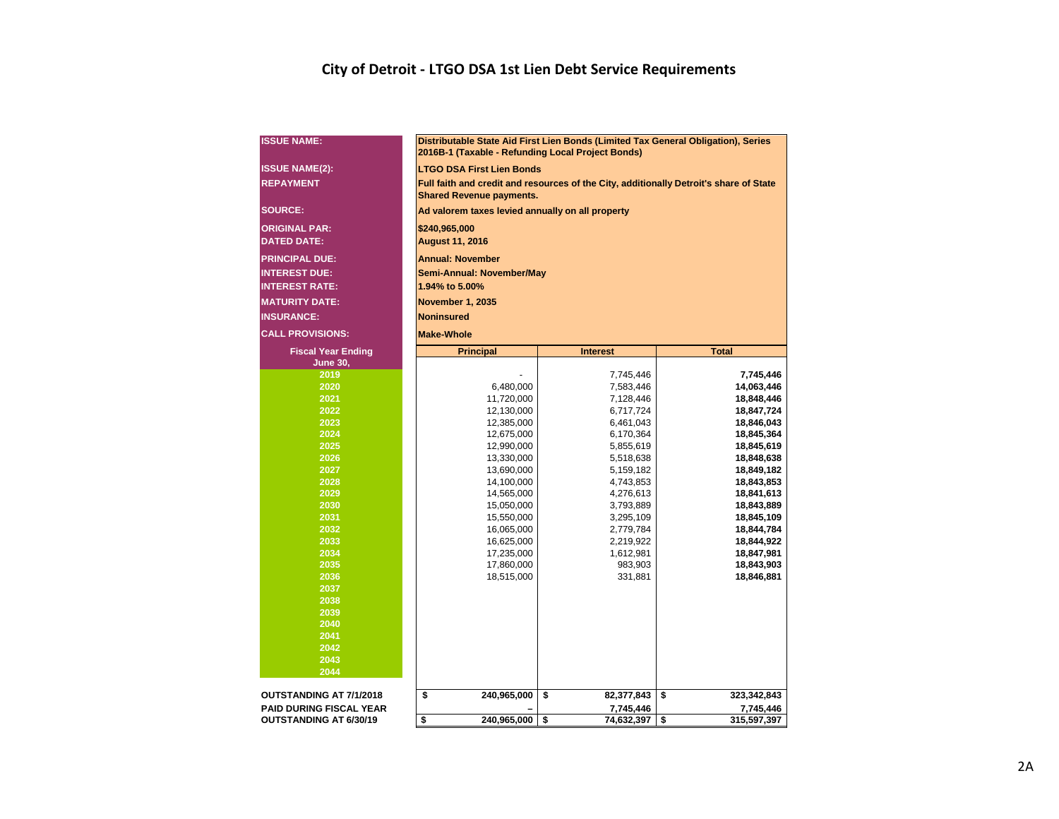# City of Detroit - LTGO DSA 1st Lien Debt Service Requirements

| | |
|---|---|
| **ISSUE NAME:** | **Distributable State Aid First Lien Bonds (Limited Tax General Obligation), Series 2016B-1 (Taxable - Refunding Local Project Bonds)** |
| **ISSUE NAME(2):** | **LTGO DSA First Lien Bonds** |
| **REPAYMENT** | **Full faith and credit and resources of the City, additionally Detroit's share of State Shared Revenue payments.** |
| **SOURCE:** | **Ad valorem taxes levied annually on all property** |
| **ORIGINAL PAR:** | **$240,965,000** |
| **DATED DATE:** | **August 11, 2016** |
| **PRINCIPAL DUE:** | **Annual: November** |
| **INTEREST DUE:** | **Semi-Annual: November/May** |
| **INTEREST RATE:** | **1.94% to 5.00%** |
| **MATURITY DATE:** | **November 1, 2035** |
| **INSURANCE:** | **Noninsured** |
| **CALL PROVISIONS:** | **Make-Whole** |

| Fiscal Year Ending June 30, | Principal | Interest | Total |
|---|---|---|---|
| 2019 | - | 7,745,446 | **7,745,446** |
| 2020 | 6,480,000 | 7,583,446 | **14,063,446** |
| 2021 | 11,720,000 | 7,128,446 | **18,848,446** |
| 2022 | 12,130,000 | 6,717,724 | **18,847,724** |
| 2023 | 12,385,000 | 6,461,043 | **18,846,043** |
| 2024 | 12,675,000 | 6,170,364 | **18,845,364** |
| 2025 | 12,990,000 | 5,855,619 | **18,845,619** |
| 2026 | 13,330,000 | 5,518,638 | **18,848,638** |
| 2027 | 13,690,000 | 5,159,182 | **18,849,182** |
| 2028 | 14,100,000 | 4,743,853 | **18,843,853** |
| 2029 | 14,565,000 | 4,276,613 | **18,841,613** |
| 2030 | 15,050,000 | 3,793,889 | **18,843,889** |
| 2031 | 15,550,000 | 3,295,109 | **18,845,109** |
| 2032 | 16,065,000 | 2,779,784 | **18,844,784** |
| 2033 | 16,625,000 | 2,219,922 | **18,844,922** |
| 2034 | 17,235,000 | 1,612,981 | **18,847,981** |
| 2035 | 17,860,000 | 983,903 | **18,843,903** |
| 2036 | 18,515,000 | 331,881 | **18,846,881** |
| 2037 | | | |
| 2038 | | | |
| 2039 | | | |
| 2040 | | | |
| 2041 | | | |
| 2042 | | | |
| 2043 | | | |
| 2044 | | | |
| **OUTSTANDING AT 7/1/2018** | **$ 240,965,000** | **$ 82,377,843** | **$ 323,342,843** |
| **PAID DURING FISCAL YEAR** | **–** | **7,745,446** | **7,745,446** |
| **OUTSTANDING AT 6/30/19** | **$ 240,965,000** | **$ 74,632,397** | **$ 315,597,397** |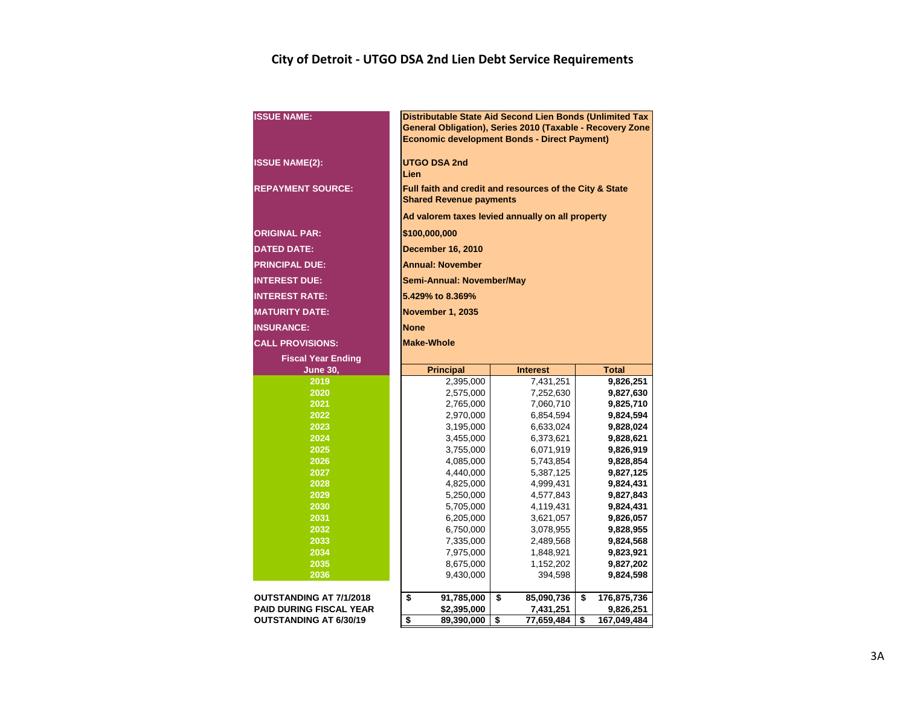# City of Detroit - UTGO DSA 2nd Lien Debt Service Requirements

| | |
|---|---|
| **ISSUE NAME:** | **Distributable State Aid Second Lien Bonds (Unlimited Tax General Obligation), Series 2010 (Taxable - Recovery Zone Economic development Bonds - Direct Payment)** |
| **ISSUE NAME(2):** | **UTGO DSA 2nd Lien** |
| **REPAYMENT SOURCE:** | **Full faith and credit and resources of the City & State Shared Revenue payments** |
| | **Ad valorem taxes levied annually on all property** |
| **ORIGINAL PAR:** | **$100,000,000** |
| **DATED DATE:** | **December 16, 2010** |
| **PRINCIPAL DUE:** | **Annual: November** |
| **INTEREST DUE:** | **Semi-Annual: November/May** |
| **INTEREST RATE:** | **5.429% to 8.369%** |
| **MATURITY DATE:** | **November 1, 2035** |
| **INSURANCE:** | **None** |
| **CALL PROVISIONS:** | **Make-Whole** |

| Fiscal Year Ending June 30, | Principal | Interest | Total |
|---|---|---|---|
| 2019 | 2,395,000 | 7,431,251 | **9,826,251** |
| 2020 | 2,575,000 | 7,252,630 | **9,827,630** |
| 2021 | 2,765,000 | 7,060,710 | **9,825,710** |
| 2022 | 2,970,000 | 6,854,594 | **9,824,594** |
| 2023 | 3,195,000 | 6,633,024 | **9,828,024** |
| 2024 | 3,455,000 | 6,373,621 | **9,828,621** |
| 2025 | 3,755,000 | 6,071,919 | **9,826,919** |
| 2026 | 4,085,000 | 5,743,854 | **9,828,854** |
| 2027 | 4,440,000 | 5,387,125 | **9,827,125** |
| 2028 | 4,825,000 | 4,999,431 | **9,824,431** |
| 2029 | 5,250,000 | 4,577,843 | **9,827,843** |
| 2030 | 5,705,000 | 4,119,431 | **9,824,431** |
| 2031 | 6,205,000 | 3,621,057 | **9,826,057** |
| 2032 | 6,750,000 | 3,078,955 | **9,828,955** |
| 2033 | 7,335,000 | 2,489,568 | **9,824,568** |
| 2034 | 7,975,000 | 1,848,921 | **9,823,921** |
| 2035 | 8,675,000 | 1,152,202 | **9,827,202** |
| 2036 | 9,430,000 | 394,598 | **9,824,598** |
| **OUTSTANDING AT 7/1/2018** | **$ 91,785,000** | **$ 85,090,736** | **$ 176,875,736** |
| **PAID DURING FISCAL YEAR** | **$2,395,000** | **7,431,251** | **9,826,251** |
| **OUTSTANDING AT 6/30/19** | **$ 89,390,000** | **$ 77,659,484** | **$ 167,049,484** |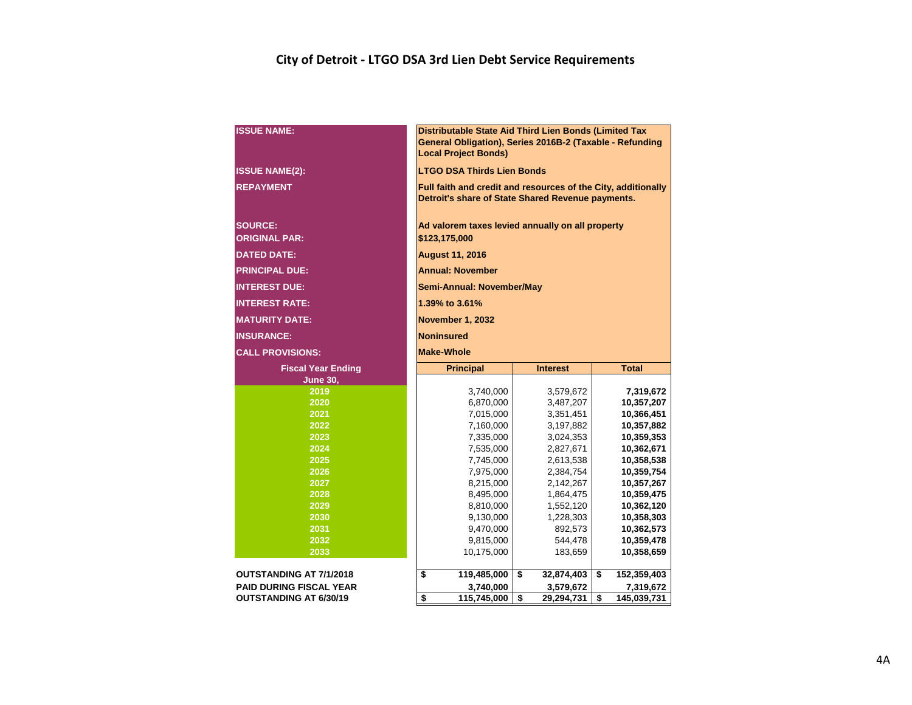# City of Detroit - LTGO DSA 3rd Lien Debt Service Requirements

| | |
|---|---|
| **ISSUE NAME:** | **Distributable State Aid Third Lien Bonds (Limited Tax General Obligation), Series 2016B-2 (Taxable - Refunding Local Project Bonds)** |
| **ISSUE NAME(2):** | **LTGO DSA Thirds Lien Bonds** |
| **REPAYMENT** | **Full faith and credit and resources of the City, additionally Detroit's share of State Shared Revenue payments.** |
| **SOURCE:** | **Ad valorem taxes levied annually on all property** |
| **ORIGINAL PAR:** | **$123,175,000** |
| **DATED DATE:** | **August 11, 2016** |
| **PRINCIPAL DUE:** | **Annual: November** |
| **INTEREST DUE:** | **Semi-Annual: November/May** |
| **INTEREST RATE:** | **1.39% to 3.61%** |
| **MATURITY DATE:** | **November 1, 2032** |
| **INSURANCE:** | **Noninsured** |
| **CALL PROVISIONS:** | **Make-Whole** |

| Fiscal Year Ending June 30, | Principal | Interest | Total |
|---|---|---|---|
| 2019 | 3,740,000 | 3,579,672 | **7,319,672** |
| 2020 | 6,870,000 | 3,487,207 | **10,357,207** |
| 2021 | 7,015,000 | 3,351,451 | **10,366,451** |
| 2022 | 7,160,000 | 3,197,882 | **10,357,882** |
| 2023 | 7,335,000 | 3,024,353 | **10,359,353** |
| 2024 | 7,535,000 | 2,827,671 | **10,362,671** |
| 2025 | 7,745,000 | 2,613,538 | **10,358,538** |
| 2026 | 7,975,000 | 2,384,754 | **10,359,754** |
| 2027 | 8,215,000 | 2,142,267 | **10,357,267** |
| 2028 | 8,495,000 | 1,864,475 | **10,359,475** |
| 2029 | 8,810,000 | 1,552,120 | **10,362,120** |
| 2030 | 9,130,000 | 1,228,303 | **10,358,303** |
| 2031 | 9,470,000 | 892,573 | **10,362,573** |
| 2032 | 9,815,000 | 544,478 | **10,359,478** |
| 2033 | 10,175,000 | 183,659 | **10,358,659** |
| **OUTSTANDING AT 7/1/2018** | **$ 119,485,000** | **$ 32,874,403** | **$ 152,359,403** |
| **PAID DURING FISCAL YEAR** | **3,740,000** | **3,579,672** | **7,319,672** |
| **OUTSTANDING AT 6/30/19** | **$ 115,745,000** | **$ 29,294,731** | **$ 145,039,731** |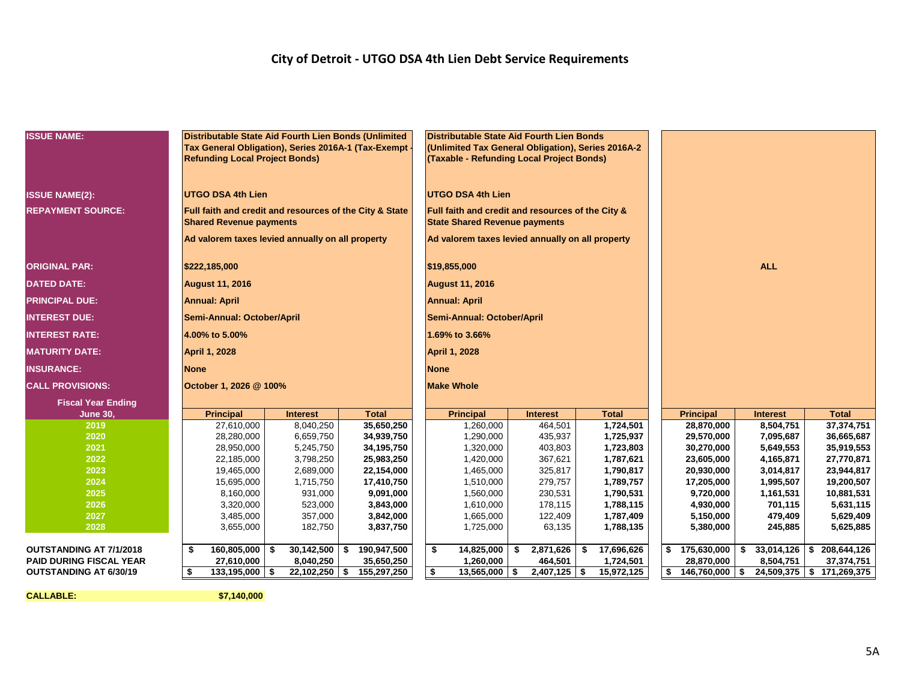# City of Detroit - UTGO DSA 4th Lien Debt Service Requirements

| ISSUE NAME: | Distributable State Aid Fourth Lien Bonds (Unlimited Tax General Obligation), Series 2016A-1 (Tax-Exempt - Refunding Local Project Bonds) | | | Distributable State Aid Fourth Lien Bonds (Unlimited Tax General Obligation), Series 2016A-2 (Taxable - Refunding Local Project Bonds) | | | | | |
|---|---|---|---|---|---|---|---|---|---|
| ISSUE NAME(2): | UTGO DSA 4th Lien | | | UTGO DSA 4th Lien | | | | | |
| REPAYMENT SOURCE: | Full faith and credit and resources of the City & State Shared Revenue payments | | | Full faith and credit and resources of the City & State Shared Revenue payments | | | | | |
| | Ad valorem taxes levied annually on all property | | | Ad valorem taxes levied annually on all property | | | | | |
| ORIGINAL PAR: | $222,185,000 | | | $19,855,000 | | | | ALL | |
| DATED DATE: | August 11, 2016 | | | August 11, 2016 | | | | | |
| PRINCIPAL DUE: | Annual: April | | | Annual: April | | | | | |
| INTEREST DUE: | Semi-Annual: October/April | | | Semi-Annual: October/April | | | | | |
| INTEREST RATE: | 4.00% to 5.00% | | | 1.69% to 3.66% | | | | | |
| MATURITY DATE: | April 1, 2028 | | | April 1, 2028 | | | | | |
| INSURANCE: | None | | | None | | | | | |
| CALL PROVISIONS: | October 1, 2026 @ 100% | | | Make Whole | | | | | |
| **Fiscal Year Ending June 30,** | **Principal** | **Interest** | **Total** | **Principal** | **Interest** | **Total** | **Principal** | **Interest** | **Total** |
| 2019 | 27,610,000 | 8,040,250 | 35,650,250 | 1,260,000 | 464,501 | 1,724,501 | 28,870,000 | 8,504,751 | 37,374,751 |
| 2020 | 28,280,000 | 6,659,750 | 34,939,750 | 1,290,000 | 435,937 | 1,725,937 | 29,570,000 | 7,095,687 | 36,665,687 |
| 2021 | 28,950,000 | 5,245,750 | 34,195,750 | 1,320,000 | 403,803 | 1,723,803 | 30,270,000 | 5,649,553 | 35,919,553 |
| 2022 | 22,185,000 | 3,798,250 | 25,983,250 | 1,420,000 | 367,621 | 1,787,621 | 23,605,000 | 4,165,871 | 27,770,871 |
| 2023 | 19,465,000 | 2,689,000 | 22,154,000 | 1,465,000 | 325,817 | 1,790,817 | 20,930,000 | 3,014,817 | 23,944,817 |
| 2024 | 15,695,000 | 1,715,750 | 17,410,750 | 1,510,000 | 279,757 | 1,789,757 | 17,205,000 | 1,995,507 | 19,200,507 |
| 2025 | 8,160,000 | 931,000 | 9,091,000 | 1,560,000 | 230,531 | 1,790,531 | 9,720,000 | 1,161,531 | 10,881,531 |
| 2026 | 3,320,000 | 523,000 | 3,843,000 | 1,610,000 | 178,115 | 1,788,115 | 4,930,000 | 701,115 | 5,631,115 |
| 2027 | 3,485,000 | 357,000 | 3,842,000 | 1,665,000 | 122,409 | 1,787,409 | 5,150,000 | 479,409 | 5,629,409 |
| 2028 | 3,655,000 | 182,750 | 3,837,750 | 1,725,000 | 63,135 | 1,788,135 | 5,380,000 | 245,885 | 5,625,885 |
| OUTSTANDING AT 7/1/2018 | $ 160,805,000 | $ 30,142,500 | $ 190,947,500 | $ 14,825,000 | $ 2,871,626 | $ 17,696,626 | $ 175,630,000 | $ 33,014,126 | $ 208,644,126 |
| PAID DURING FISCAL YEAR | 27,610,000 | 8,040,250 | 35,650,250 | 1,260,000 | 464,501 | 1,724,501 | 28,870,000 | 8,504,751 | 37,374,751 |
| OUTSTANDING AT 6/30/19 | $ 133,195,000 | $ 22,102,250 | $ 155,297,250 | $ 13,565,000 | $ 2,407,125 | $ 15,972,125 | $ 146,760,000 | $ 24,509,375 | $ 171,269,375 |

**CALLABLE:** $7,140,000

5A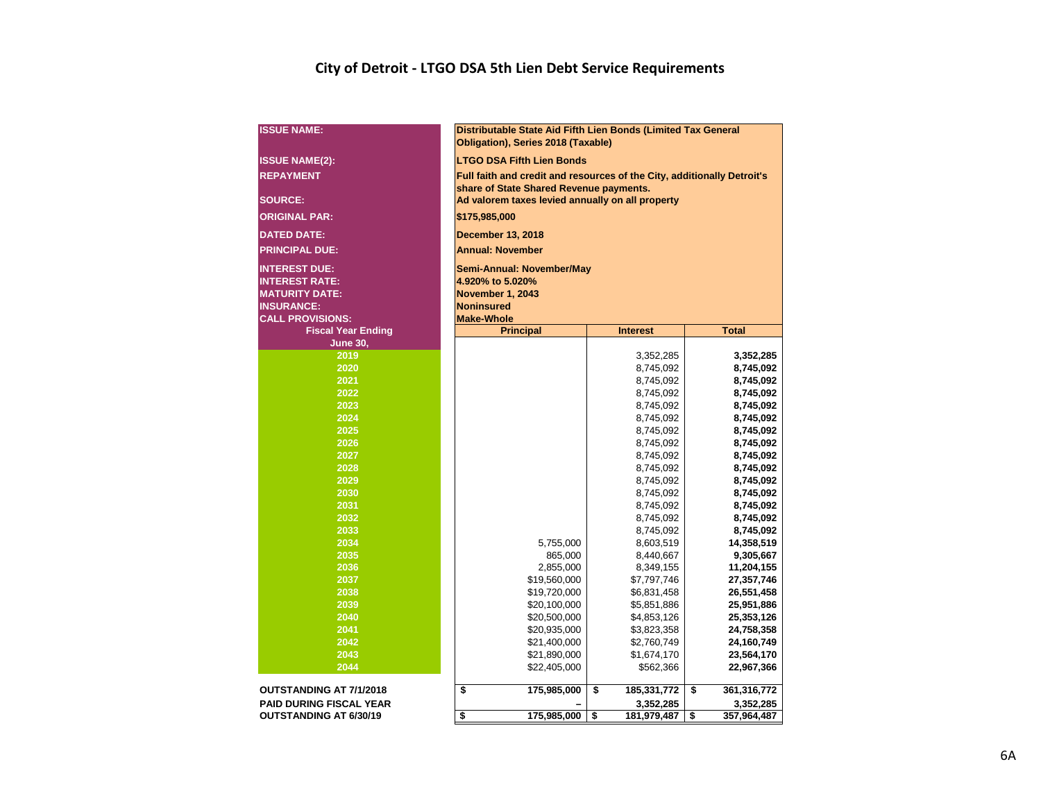# City of Detroit - LTGO DSA 5th Lien Debt Service Requirements

**ISSUE NAME:** Distributable State Aid Fifth Lien Bonds (Limited Tax General Obligation), Series 2018 (Taxable)

**ISSUE NAME(2):** LTGO DSA Fifth Lien Bonds

**REPAYMENT SOURCE:** Full faith and credit and resources of the City, additionally Detroit's share of State Shared Revenue payments. Ad valorem taxes levied annually on all property

**ORIGINAL PAR:** $175,985,000

**DATED DATE:** December 13, 2018

**PRINCIPAL DUE:** Annual: November

**INTEREST DUE:** Semi-Annual: November/May

**INTEREST RATE:** 4.920% to 5.020%

**MATURITY DATE:** November 1, 2043

**INSURANCE:** Noninsured

**CALL PROVISIONS:** Make-Whole

| Fiscal Year Ending June 30, | Principal | Interest | Total |
|---|---|---|---|
| 2019 | | 3,352,285 | **3,352,285** |
| 2020 | | 8,745,092 | **8,745,092** |
| 2021 | | 8,745,092 | **8,745,092** |
| 2022 | | 8,745,092 | **8,745,092** |
| 2023 | | 8,745,092 | **8,745,092** |
| 2024 | | 8,745,092 | **8,745,092** |
| 2025 | | 8,745,092 | **8,745,092** |
| 2026 | | 8,745,092 | **8,745,092** |
| 2027 | | 8,745,092 | **8,745,092** |
| 2028 | | 8,745,092 | **8,745,092** |
| 2029 | | 8,745,092 | **8,745,092** |
| 2030 | | 8,745,092 | **8,745,092** |
| 2031 | | 8,745,092 | **8,745,092** |
| 2032 | | 8,745,092 | **8,745,092** |
| 2033 | | 8,745,092 | **8,745,092** |
| 2034 | 5,755,000 | 8,603,519 | **14,358,519** |
| 2035 | 865,000 | 8,440,667 | **9,305,667** |
| 2036 | 2,855,000 | 8,349,155 | **11,204,155** |
| 2037 | $19,560,000 | $7,797,746 | **27,357,746** |
| 2038 | $19,720,000 | $6,831,458 | **26,551,458** |
| 2039 | $20,100,000 | $5,851,886 | **25,951,886** |
| 2040 | $20,500,000 | $4,853,126 | **25,353,126** |
| 2041 | $20,935,000 | $3,823,358 | **24,758,358** |
| 2042 | $21,400,000 | $2,760,749 | **24,160,749** |
| 2043 | $21,890,000 | $1,674,170 | **23,564,170** |
| 2044 | $22,405,000 | $562,366 | **22,967,366** |
| **OUTSTANDING AT 7/1/2018** | **$ 175,985,000** | **$ 185,331,772** | **$ 361,316,772** |
| **PAID DURING FISCAL YEAR** | **–** | **3,352,285** | **3,352,285** |
| **OUTSTANDING AT 6/30/19** | **$ 175,985,000** | **$ 181,979,487** | **$ 357,964,487** |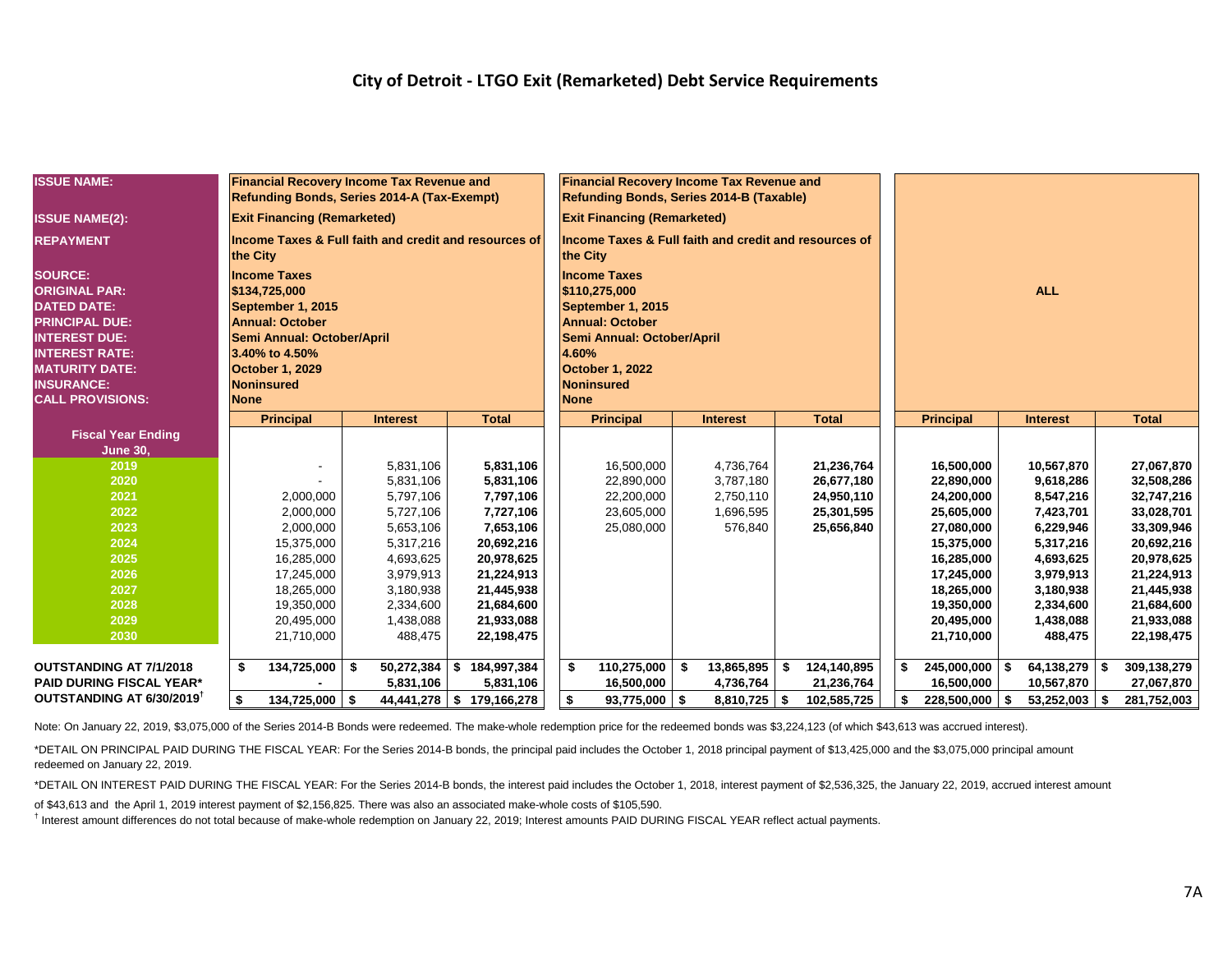## City of Detroit - LTGO Exit (Remarketed) Debt Service Requirements

| ISSUE NAME: | Financial Recovery Income Tax Revenue and Refunding Bonds, Series 2014-A (Tax-Exempt) | | | Financial Recovery Income Tax Revenue and Refunding Bonds, Series 2014-B (Taxable) | | | ALL | | |
|---|---|---|---|---|---|---|---|---|---|
| ISSUE NAME(2): | Exit Financing (Remarketed) | | | Exit Financing (Remarketed) | | | | | |
| REPAYMENT | Income Taxes & Full faith and credit and resources of the City | | | Income Taxes & Full faith and credit and resources of the City | | | | | |
| SOURCE: | Income Taxes | | | Income Taxes | | | | | |
| ORIGINAL PAR: | $134,725,000 | | | $110,275,000 | | | | | |
| DATED DATE: | September 1, 2015 | | | September 1, 2015 | | | | | |
| PRINCIPAL DUE: | Annual: October | | | Annual: October | | | | | |
| INTEREST DUE: | Semi Annual: October/April | | | Semi Annual: October/April | | | | | |
| INTEREST RATE: | 3.40% to 4.50% | | | 4.60% | | | | | |
| MATURITY DATE: | October 1, 2029 | | | October 1, 2022 | | | | | |
| INSURANCE: | Noninsured | | | Noninsured | | | | | |
| CALL PROVISIONS: | None | | | None | | | | | |
| **Fiscal Year Ending June 30,** | **Principal** | **Interest** | **Total** | **Principal** | **Interest** | **Total** | **Principal** | **Interest** | **Total** |
| 2019 | - | 5,831,106 | **5,831,106** | 16,500,000 | 4,736,764 | **21,236,764** | **16,500,000** | **10,567,870** | **27,067,870** |
| 2020 | - | 5,831,106 | **5,831,106** | 22,890,000 | 3,787,180 | **26,677,180** | **22,890,000** | **9,618,286** | **32,508,286** |
| 2021 | 2,000,000 | 5,797,106 | **7,797,106** | 22,200,000 | 2,750,110 | **24,950,110** | **24,200,000** | **8,547,216** | **32,747,216** |
| 2022 | 2,000,000 | 5,727,106 | **7,727,106** | 23,605,000 | 1,696,595 | **25,301,595** | **25,605,000** | **7,423,701** | **33,028,701** |
| 2023 | 2,000,000 | 5,653,106 | **7,653,106** | 25,080,000 | 576,840 | **25,656,840** | **27,080,000** | **6,229,946** | **33,309,946** |
| 2024 | 15,375,000 | 5,317,216 | **20,692,216** | | | | **15,375,000** | **5,317,216** | **20,692,216** |
| 2025 | 16,285,000 | 4,693,625 | **20,978,625** | | | | **16,285,000** | **4,693,625** | **20,978,625** |
| 2026 | 17,245,000 | 3,979,913 | **21,224,913** | | | | **17,245,000** | **3,979,913** | **21,224,913** |
| 2027 | 18,265,000 | 3,180,938 | **21,445,938** | | | | **18,265,000** | **3,180,938** | **21,445,938** |
| 2028 | 19,350,000 | 2,334,600 | **21,684,600** | | | | **19,350,000** | **2,334,600** | **21,684,600** |
| 2029 | 20,495,000 | 1,438,088 | **21,933,088** | | | | **20,495,000** | **1,438,088** | **21,933,088** |
| 2030 | 21,710,000 | 488,475 | **22,198,475** | | | | **21,710,000** | **488,475** | **22,198,475** |
| **OUTSTANDING AT 7/1/2018** | **$ 134,725,000** | **$ 50,272,384** | **$ 184,997,384** | **$ 110,275,000** | **$ 13,865,895** | **$ 124,140,895** | **$ 245,000,000** | **$ 64,138,279** | **$ 309,138,279** |
| **PAID DURING FISCAL YEAR*** | **-** | **5,831,106** | **5,831,106** | **16,500,000** | **4,736,764** | **21,236,764** | **16,500,000** | **10,567,870** | **27,067,870** |
| **OUTSTANDING AT 6/30/2019†** | **$ 134,725,000** | **$ 44,441,278** | **$ 179,166,278** | **$ 93,775,000** | **$ 8,810,725** | **$ 102,585,725** | **$ 228,500,000** | **$ 53,252,003** | **$ 281,752,003** |

Note: On January 22, 2019, $3,075,000 of the Series 2014-B Bonds were redeemed. The make-whole redemption price for the redeemed bonds was $3,224,123 (of which $43,613 was accrued interest).

*DETAIL ON PRINCIPAL PAID DURING THE FISCAL YEAR: For the Series 2014-B bonds, the principal paid includes the October 1, 2018 principal payment of $13,425,000 and the $3,075,000 principal amount redeemed on January 22, 2019.

*DETAIL ON INTEREST PAID DURING THE FISCAL YEAR: For the Series 2014-B bonds, the interest paid includes the October 1, 2018, interest payment of $2,536,325, the January 22, 2019, accrued interest amount of $43,613 and the April 1, 2019 interest payment of $2,156,825. There was also an associated make-whole costs of $105,590.

† Interest amount differences do not total because of make-whole redemption on January 22, 2019; Interest amounts PAID DURING FISCAL YEAR reflect actual payments.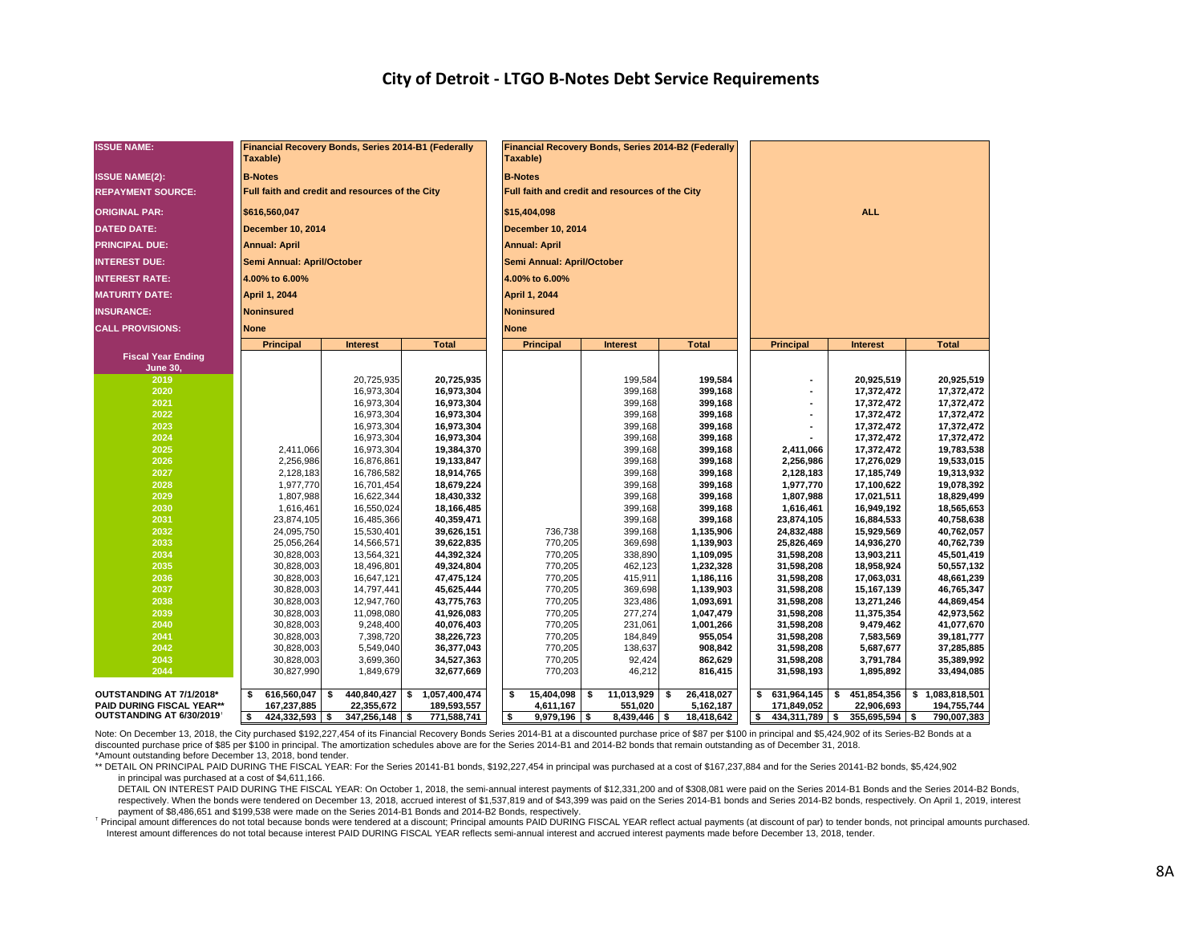# City of Detroit - LTGO B-Notes Debt Service Requirements

| ISSUE NAME: | Financial Recovery Bonds, Series 2014-B1 (Federally Taxable) | | | Financial Recovery Bonds, Series 2014-B2 (Federally Taxable) | | | | | |
|---|---|---|---|---|---|---|---|---|---|
| ISSUE NAME(2): | B-Notes | | | B-Notes | | | | | |
| REPAYMENT SOURCE: | Full faith and credit and resources of the City | | | Full faith and credit and resources of the City | | | | | |
| ORIGINAL PAR: | $616,560,047 | | | $15,404,098 | | | | ALL | |
| DATED DATE: | December 10, 2014 | | | December 10, 2014 | | | | | |
| PRINCIPAL DUE: | Annual: April | | | Annual: April | | | | | |
| INTEREST DUE: | Semi Annual: April/October | | | Semi Annual: April/October | | | | | |
| INTEREST RATE: | 4.00% to 6.00% | | | 4.00% to 6.00% | | | | | |
| MATURITY DATE: | April 1, 2044 | | | April 1, 2044 | | | | | |
| INSURANCE: | Noninsured | | | Noninsured | | | | | |
| CALL PROVISIONS: | None | | | None | | | | | |
| **Fiscal Year Ending June 30,** | **Principal** | **Interest** | **Total** | **Principal** | **Interest** | **Total** | **Principal** | **Interest** | **Total** |
| 2019 | | 20,725,935 | 20,725,935 | | 199,584 | 199,584 | - | 20,925,519 | 20,925,519 |
| 2020 | | 16,973,304 | 16,973,304 | | 399,168 | 399,168 | - | 17,372,472 | 17,372,472 |
| 2021 | | 16,973,304 | 16,973,304 | | 399,168 | 399,168 | - | 17,372,472 | 17,372,472 |
| 2022 | | 16,973,304 | 16,973,304 | | 399,168 | 399,168 | - | 17,372,472 | 17,372,472 |
| 2023 | | 16,973,304 | 16,973,304 | | 399,168 | 399,168 | - | 17,372,472 | 17,372,472 |
| 2024 | | 16,973,304 | 16,973,304 | | 399,168 | 399,168 | - | 17,372,472 | 17,372,472 |
| 2025 | 2,411,066 | 16,973,304 | 19,384,370 | | 399,168 | 399,168 | 2,411,066 | 17,372,472 | 19,783,538 |
| 2026 | 2,256,986 | 16,876,861 | 19,133,847 | | 399,168 | 399,168 | 2,256,986 | 17,276,029 | 19,533,015 |
| 2027 | 2,128,183 | 16,786,582 | 18,914,765 | | 399,168 | 399,168 | 2,128,183 | 17,185,749 | 19,313,932 |
| 2028 | 1,977,770 | 16,701,454 | 18,679,224 | | 399,168 | 399,168 | 1,977,770 | 17,100,622 | 19,078,392 |
| 2029 | 1,807,988 | 16,622,344 | 18,430,332 | | 399,168 | 399,168 | 1,807,988 | 17,021,511 | 18,829,499 |
| 2030 | 1,616,461 | 16,550,024 | 18,166,485 | | 399,168 | 399,168 | 1,616,461 | 16,949,192 | 18,565,653 |
| 2031 | 23,874,105 | 16,485,366 | 40,359,471 | | 399,168 | 399,168 | 23,874,105 | 16,884,533 | 40,758,638 |
| 2032 | 24,095,750 | 15,530,401 | 39,626,151 | 736,738 | 399,168 | 1,135,906 | 24,832,488 | 15,929,569 | 40,762,057 |
| 2033 | 25,056,264 | 14,566,571 | 39,622,835 | 770,205 | 369,698 | 1,139,903 | 25,826,469 | 14,936,270 | 40,762,739 |
| 2034 | 30,828,003 | 13,564,321 | 44,392,324 | 770,205 | 338,890 | 1,109,095 | 31,598,208 | 13,903,211 | 45,501,419 |
| 2035 | 30,828,003 | 18,496,801 | 49,324,804 | 770,205 | 462,123 | 1,232,328 | 31,598,208 | 18,958,924 | 50,557,132 |
| 2036 | 30,828,003 | 16,647,121 | 47,475,124 | 770,205 | 415,911 | 1,186,116 | 31,598,208 | 17,063,031 | 48,661,239 |
| 2037 | 30,828,003 | 14,797,441 | 45,625,444 | 770,205 | 369,698 | 1,139,903 | 31,598,208 | 15,167,139 | 46,765,347 |
| 2038 | 30,828,003 | 12,947,760 | 43,775,763 | 770,205 | 323,486 | 1,093,691 | 31,598,208 | 13,271,246 | 44,869,454 |
| 2039 | 30,828,003 | 11,098,080 | 41,926,083 | 770,205 | 277,274 | 1,047,479 | 31,598,208 | 11,375,354 | 42,973,562 |
| 2040 | 30,828,003 | 9,248,400 | 40,076,403 | 770,205 | 231,061 | 1,001,266 | 31,598,208 | 9,479,462 | 41,077,670 |
| 2041 | 30,828,003 | 7,398,720 | 38,226,723 | 770,205 | 184,849 | 955,054 | 31,598,208 | 7,583,569 | 39,181,777 |
| 2042 | 30,828,003 | 5,549,040 | 36,377,043 | 770,205 | 138,637 | 908,842 | 31,598,208 | 5,687,677 | 37,285,885 |
| 2043 | 30,828,003 | 3,699,360 | 34,527,363 | 770,205 | 92,424 | 862,629 | 31,598,208 | 3,791,784 | 35,389,992 |
| 2044 | 30,827,990 | 1,849,679 | 32,677,669 | 770,203 | 46,212 | 816,415 | 31,598,193 | 1,895,892 | 33,494,085 |
| **OUTSTANDING AT 7/1/2018*** | $ 616,560,047 | $ 440,840,427 | $ 1,057,400,474 | $ 15,404,098 | $ 11,013,929 | $ 26,418,027 | $ 631,964,145 | $ 451,854,356 | $ 1,083,818,501 |
| **PAID DURING FISCAL YEAR**** | 167,237,885 | 22,355,672 | 189,593,557 | 4,611,167 | 551,020 | 5,162,187 | 171,849,052 | 22,906,693 | 194,755,744 |
| **OUTSTANDING AT 6/30/2019**† | $ 424,332,593 | $ 347,256,148 | $ 771,588,741 | $ 9,979,196 | $ 8,439,446 | $ 18,418,642 | $ 434,311,789 | $ 355,695,594 | $ 790,007,383 |

Note: On December 13, 2018, the City purchased $192,227,454 of its Financial Recovery Bonds Series 2014-B1 at a discounted purchase price of $87 per $100 in principal and $5,424,902 of its Series-B2 Bonds at a discounted purchase price of $85 per $100 in principal. The amortization schedules above are for the Series 2014-B1 and 2014-B2 bonds that remain outstanding as of December 31, 2018.

*Amount outstanding before December 13, 2018, bond tender.

** DETAIL ON PRINCIPAL PAID DURING THE FISCAL YEAR: For the Series 20141-B1 bonds, $192,227,454 in principal was purchased at a cost of $167,237,884 and for the Series 20141-B2 bonds, $5,424,902 in principal was purchased at a cost of $4,611,166.

DETAIL ON INTEREST PAID DURING THE FISCAL YEAR: On October 1, 2018, the semi-annual interest payments of $12,331,200 and of $308,081 were paid on the Series 2014-B1 Bonds and the Series 2014-B2 Bonds, respectively. When the bonds were tendered on December 13, 2018, accrued interest of $1,537,819 and of $43,399 was paid on the Series 2014-B1 bonds and Series 2014-B2 bonds, respectively. On April 1, 2019, interest payment of $8,486,651 and $199,538 were made on the Series 2014-B1 Bonds and 2014-B2 Bonds, respectively.

† Principal amount differences do not total because bonds were tendered at a discount; Principal amounts PAID DURING FISCAL YEAR reflect actual payments (at discount of par) to tender bonds, not principal amounts purchased. Interest amount differences do not total because interest PAID DURING FISCAL YEAR reflects semi-annual interest and accrued interest payments made before December 13, 2018, tender.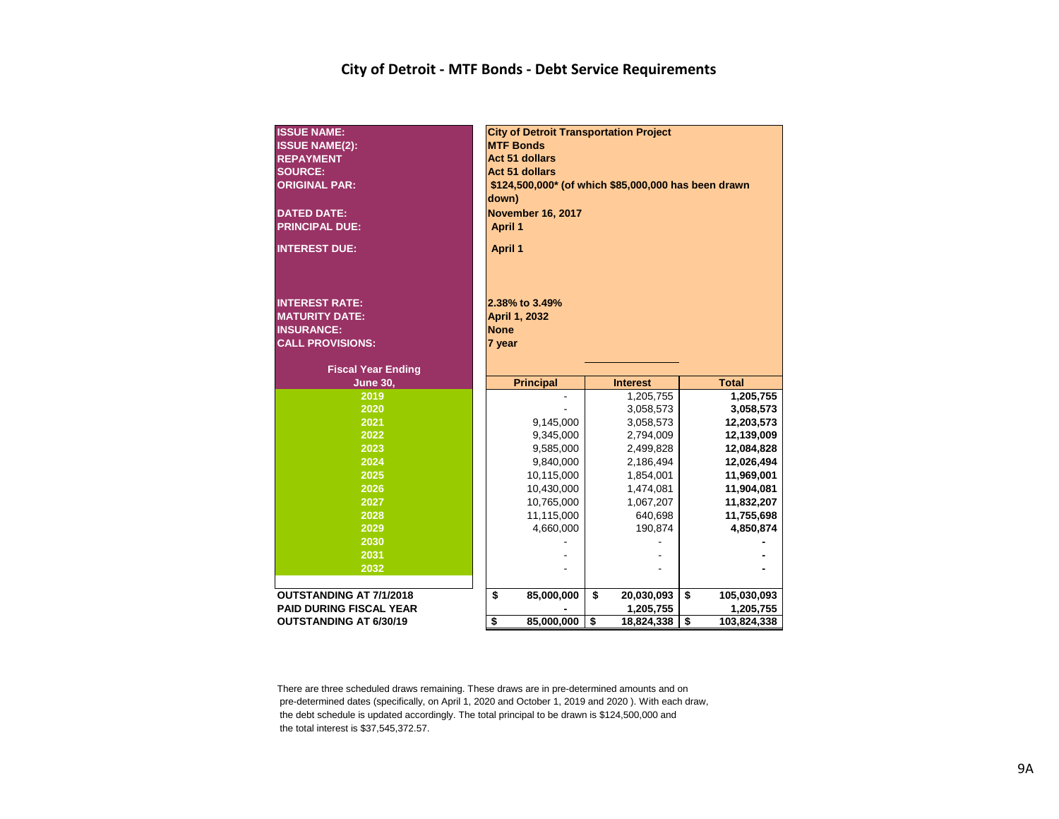## City of Detroit - MTF Bonds - Debt Service Requirements

| | |
|---|---|
| **ISSUE NAME:** | **City of Detroit Transportation Project** |
| **ISSUE NAME(2):** | **MTF Bonds** |
| **REPAYMENT** | **Act 51 dollars** |
| **SOURCE:** | **Act 51 dollars** |
| **ORIGINAL PAR:** | **$124,500,000* (of which $85,000,000 has been drawn down)** |
| **DATED DATE:** | **November 16, 2017** |
| **PRINCIPAL DUE:** | **April 1** |
| **INTEREST DUE:** | **April 1** |
| **INTEREST RATE:** | **2.38% to 3.49%** |
| **MATURITY DATE:** | **April 1, 2032** |
| **INSURANCE:** | **None** |
| **CALL PROVISIONS:** | **7 year** |

| Fiscal Year Ending June 30, | Principal | Interest | Total |
|---|---|---|---|
| 2019 | - | 1,205,755 | **1,205,755** |
| 2020 | - | 3,058,573 | **3,058,573** |
| 2021 | 9,145,000 | 3,058,573 | **12,203,573** |
| 2022 | 9,345,000 | 2,794,009 | **12,139,009** |
| 2023 | 9,585,000 | 2,499,828 | **12,084,828** |
| 2024 | 9,840,000 | 2,186,494 | **12,026,494** |
| 2025 | 10,115,000 | 1,854,001 | **11,969,001** |
| 2026 | 10,430,000 | 1,474,081 | **11,904,081** |
| 2027 | 10,765,000 | 1,067,207 | **11,832,207** |
| 2028 | 11,115,000 | 640,698 | **11,755,698** |
| 2029 | 4,660,000 | 190,874 | **4,850,874** |
| 2030 | - | - | **-** |
| 2031 | - | - | **-** |
| 2032 | - | - | **-** |
| **OUTSTANDING AT 7/1/2018** | **$ 85,000,000** | **$ 20,030,093** | **$ 105,030,093** |
| **PAID DURING FISCAL YEAR** | **-** | **1,205,755** | **1,205,755** |
| **OUTSTANDING AT 6/30/19** | **$ 85,000,000** | **$ 18,824,338** | **$ 103,824,338** |

There are three scheduled draws remaining. These draws are in pre-determined amounts and on pre-determined dates (specifically, on April 1, 2020 and October 1, 2019 and 2020 ). With each draw, the debt schedule is updated accordingly. The total principal to be drawn is $124,500,000 and the total interest is $37,545,372.57.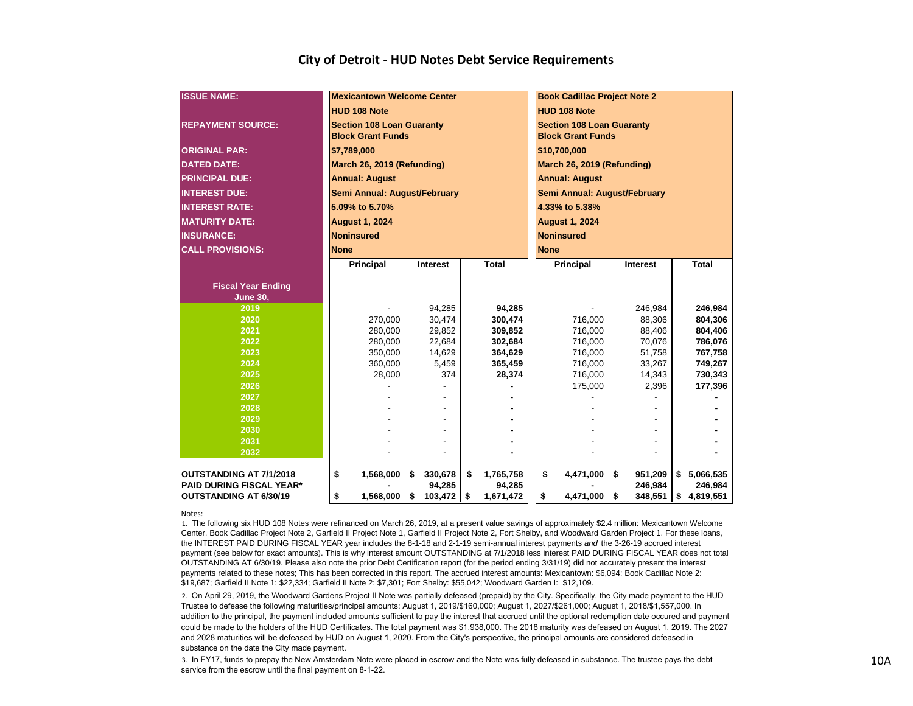## City of Detroit - HUD Notes Debt Service Requirements

| ISSUE NAME: | Mexicantown Welcome Center | | | Book Cadillac Project Note 2 | | |
|---|---|---|---|---|---|---|
| | HUD 108 Note | | | HUD 108 Note | | |
| REPAYMENT SOURCE: | Section 108 Loan Guaranty Block Grant Funds | | | Section 108 Loan Guaranty Block Grant Funds | | |
| ORIGINAL PAR: | $7,789,000 | | | $10,700,000 | | |
| DATED DATE: | March 26, 2019 (Refunding) | | | March 26, 2019 (Refunding) | | |
| PRINCIPAL DUE: | Annual: August | | | Annual: August | | |
| INTEREST DUE: | Semi Annual: August/February | | | Semi Annual: August/February | | |
| INTEREST RATE: | 5.09% to 5.70% | | | 4.33% to 5.38% | | |
| MATURITY DATE: | August 1, 2024 | | | August 1, 2024 | | |
| INSURANCE: | Noninsured | | | Noninsured | | |
| CALL PROVISIONS: | None | | | None | | |
| **Fiscal Year Ending June 30,** | **Principal** | **Interest** | **Total** | **Principal** | **Interest** | **Total** |
| 2019 | - | 94,285 | **94,285** | - | 246,984 | **246,984** |
| 2020 | 270,000 | 30,474 | **300,474** | 716,000 | 88,306 | **804,306** |
| 2021 | 280,000 | 29,852 | **309,852** | 716,000 | 88,406 | **804,406** |
| 2022 | 280,000 | 22,684 | **302,684** | 716,000 | 70,076 | **786,076** |
| 2023 | 350,000 | 14,629 | **364,629** | 716,000 | 51,758 | **767,758** |
| 2024 | 360,000 | 5,459 | **365,459** | 716,000 | 33,267 | **749,267** |
| 2025 | 28,000 | 374 | **28,374** | 716,000 | 14,343 | **730,343** |
| 2026 | - | - | **-** | 175,000 | 2,396 | **177,396** |
| 2027 | - | - | **-** | - | - | **-** |
| 2028 | - | - | **-** | - | - | **-** |
| 2029 | - | - | **-** | - | - | **-** |
| 2030 | - | - | **-** | - | - | **-** |
| 2031 | - | - | **-** | - | - | **-** |
| 2032 | - | - | **-** | - | - | **-** |
| **OUTSTANDING AT 7/1/2018** | **$ 1,568,000** | **$ 330,678** | **$ 1,765,758** | **$ 4,471,000** | **$ 951,209** | **$ 5,066,535** |
| **PAID DURING FISCAL YEAR*** | **-** | **94,285** | **94,285** | **-** | **246,984** | **246,984** |
| **OUTSTANDING AT 6/30/19** | **$ 1,568,000** | **$ 103,472** | **$ 1,671,472** | **$ 4,471,000** | **$ 348,551** | **$ 4,819,551** |

Notes:

1. The following six HUD 108 Notes were refinanced on March 26, 2019, at a present value savings of approximately $2.4 million: Mexicantown Welcome Center, Book Cadillac Project Note 2, Garfield II Project Note 1, Garfield II Project Note 2, Fort Shelby, and Woodward Garden Project 1. For these loans, the INTEREST PAID DURING FISCAL YEAR year includes the 8-1-18 and 2-1-19 semi-annual interest payments *and* the 3-26-19 accrued interest payment (see below for exact amounts). This is why interest amount OUTSTANDING at 7/1/2018 less interest PAID DURING FISCAL YEAR does not total OUTSTANDING AT 6/30/19. Please also note the prior Debt Certification report (for the period ending 3/31/19) did not accurately present the interest payments related to these notes; This has been corrected in this report. The accrued interest amounts: Mexicantown: $6,094; Book Cadillac Note 2: $19,687; Garfield II Note 1: $22,334; Garfield II Note 2: $7,301; Fort Shelby: $55,042; Woodward Garden I: $12,109.

2. On April 29, 2019, the Woodward Gardens Project II Note was partially defeased (prepaid) by the City. Specifically, the City made payment to the HUD Trustee to defease the following maturities/principal amounts: August 1, 2019/$160,000; August 1, 2027/$261,000; August 1, 2018/$1,557,000. In addition to the principal, the payment included amounts sufficient to pay the interest that accrued until the optional redemption date occured and payment could be made to the holders of the HUD Certificates. The total payment was $1,938,000. The 2018 maturity was defeased on August 1, 2019. The 2027 and 2028 maturities will be defeased by HUD on August 1, 2020. From the City's perspective, the principal amounts are considered defeased in substance on the date the City made payment.

3. In FY17, funds to prepay the New Amsterdam Note were placed in escrow and the Note was fully defeased in substance. The trustee pays the debt service from the escrow until the final payment on 8-1-22.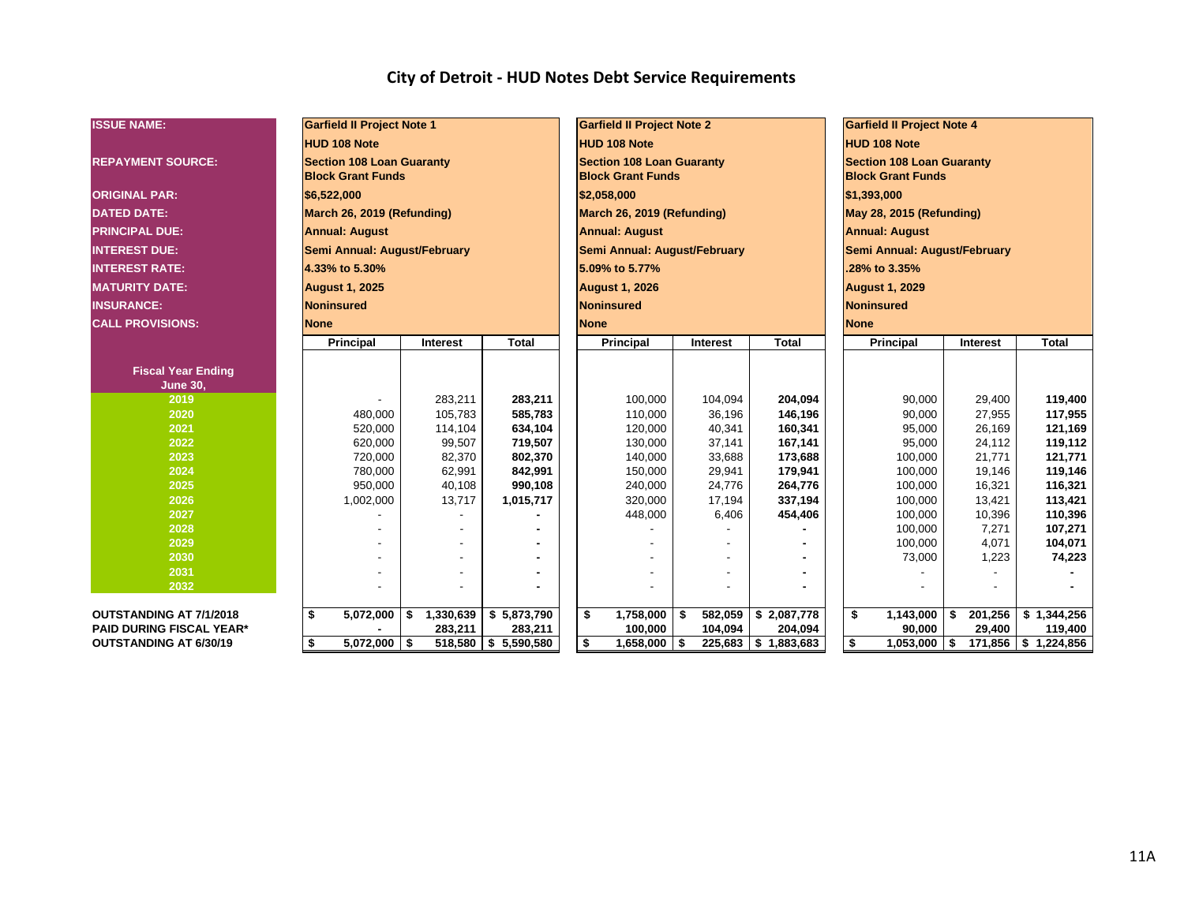# City of Detroit - HUD Notes Debt Service Requirements

| ISSUE NAME: | Garfield II Project Note 1 | | | Garfield II Project Note 2 | | | Garfield II Project Note 4 | | |
|---|---|---|---|---|---|---|---|---|---|
| | HUD 108 Note | | | HUD 108 Note | | | HUD 108 Note | | |
| REPAYMENT SOURCE: | Section 108 Loan Guaranty Block Grant Funds | | | Section 108 Loan Guaranty Block Grant Funds | | | Section 108 Loan Guaranty Block Grant Funds | | |
| ORIGINAL PAR: | $6,522,000 | | | $2,058,000 | | | $1,393,000 | | |
| DATED DATE: | March 26, 2019 (Refunding) | | | March 26, 2019 (Refunding) | | | May 28, 2015 (Refunding) | | |
| PRINCIPAL DUE: | Annual: August | | | Annual: August | | | Annual: August | | |
| INTEREST DUE: | Semi Annual: August/February | | | Semi Annual: August/February | | | Semi Annual: August/February | | |
| INTEREST RATE: | 4.33% to 5.30% | | | 5.09% to 5.77% | | | .28% to 3.35% | | |
| MATURITY DATE: | August 1, 2025 | | | August 1, 2026 | | | August 1, 2029 | | |
| INSURANCE: | Noninsured | | | Noninsured | | | Noninsured | | |
| CALL PROVISIONS: | None | | | None | | | None | | |
| **Fiscal Year Ending June 30,** | **Principal** | **Interest** | **Total** | **Principal** | **Interest** | **Total** | **Principal** | **Interest** | **Total** |
| 2019 | - | 283,211 | **283,211** | 100,000 | 104,094 | **204,094** | 90,000 | 29,400 | **119,400** |
| 2020 | 480,000 | 105,783 | **585,783** | 110,000 | 36,196 | **146,196** | 90,000 | 27,955 | **117,955** |
| 2021 | 520,000 | 114,104 | **634,104** | 120,000 | 40,341 | **160,341** | 95,000 | 26,169 | **121,169** |
| 2022 | 620,000 | 99,507 | **719,507** | 130,000 | 37,141 | **167,141** | 95,000 | 24,112 | **119,112** |
| 2023 | 720,000 | 82,370 | **802,370** | 140,000 | 33,688 | **173,688** | 100,000 | 21,771 | **121,771** |
| 2024 | 780,000 | 62,991 | **842,991** | 150,000 | 29,941 | **179,941** | 100,000 | 19,146 | **119,146** |
| 2025 | 950,000 | 40,108 | **990,108** | 240,000 | 24,776 | **264,776** | 100,000 | 16,321 | **116,321** |
| 2026 | 1,002,000 | 13,717 | **1,015,717** | 320,000 | 17,194 | **337,194** | 100,000 | 13,421 | **113,421** |
| 2027 | - | - | **-** | 448,000 | 6,406 | **454,406** | 100,000 | 10,396 | **110,396** |
| 2028 | - | - | **-** | - | - | **-** | 100,000 | 7,271 | **107,271** |
| 2029 | - | - | **-** | - | - | **-** | 100,000 | 4,071 | **104,071** |
| 2030 | - | - | **-** | - | - | **-** | 73,000 | 1,223 | **74,223** |
| 2031 | - | - | **-** | - | - | **-** | - | - | **-** |
| 2032 | - | - | **-** | - | - | **-** | - | - | **-** |
| **OUTSTANDING AT 7/1/2018** | **$ 5,072,000** | **$ 1,330,639** | **$ 5,873,790** | **$ 1,758,000** | **$ 582,059** | **$ 2,087,778** | **$ 1,143,000** | **$ 201,256** | **$ 1,344,256** |
| **PAID DURING FISCAL YEAR*** | **-** | **283,211** | **283,211** | **100,000** | **104,094** | **204,094** | **90,000** | **29,400** | **119,400** |
| **OUTSTANDING AT 6/30/19** | **$ 5,072,000** | **$ 518,580** | **$ 5,590,580** | **$ 1,658,000** | **$ 225,683** | **$ 1,883,683** | **$ 1,053,000** | **$ 171,856** | **$ 1,224,856** |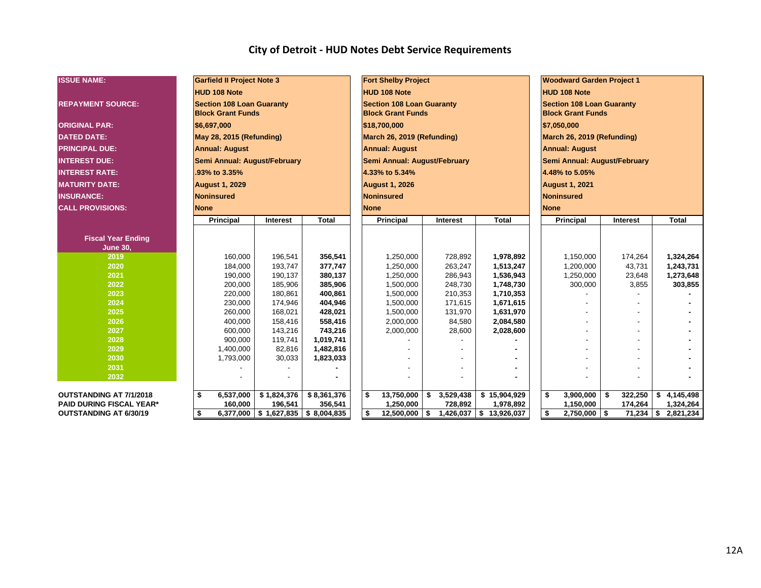# City of Detroit - HUD Notes Debt Service Requirements

| ISSUE NAME: | Garfield II Project Note 3 | | | Fort Shelby Project | | | Woodward Garden Project 1 | | |
|---|---|---|---|---|---|---|---|---|---|
| | HUD 108 Note | | | HUD 108 Note | | | HUD 108 Note | | |
| REPAYMENT SOURCE: | Section 108 Loan Guaranty Block Grant Funds | | | Section 108 Loan Guaranty Block Grant Funds | | | Section 108 Loan Guaranty Block Grant Funds | | |
| ORIGINAL PAR: | $6,697,000 | | | $18,700,000 | | | $7,050,000 | | |
| DATED DATE: | May 28, 2015 (Refunding) | | | March 26, 2019 (Refunding) | | | March 26, 2019 (Refunding) | | |
| PRINCIPAL DUE: | Annual: August | | | Annual: August | | | Annual: August | | |
| INTEREST DUE: | Semi Annual: August/February | | | Semi Annual: August/February | | | Semi Annual: August/February | | |
| INTEREST RATE: | .93% to 3.35% | | | 4.33% to 5.34% | | | 4.48% to 5.05% | | |
| MATURITY DATE: | August 1, 2029 | | | August 1, 2026 | | | August 1, 2021 | | |
| INSURANCE: | Noninsured | | | Noninsured | | | Noninsured | | |
| CALL PROVISIONS: | None | | | None | | | None | | |
| **Fiscal Year Ending June 30,** | **Principal** | **Interest** | **Total** | **Principal** | **Interest** | **Total** | **Principal** | **Interest** | **Total** |
| 2019 | 160,000 | 196,541 | 356,541 | 1,250,000 | 728,892 | 1,978,892 | 1,150,000 | 174,264 | 1,324,264 |
| 2020 | 184,000 | 193,747 | 377,747 | 1,250,000 | 263,247 | 1,513,247 | 1,200,000 | 43,731 | 1,243,731 |
| 2021 | 190,000 | 190,137 | 380,137 | 1,250,000 | 286,943 | 1,536,943 | 1,250,000 | 23,648 | 1,273,648 |
| 2022 | 200,000 | 185,906 | 385,906 | 1,500,000 | 248,730 | 1,748,730 | 300,000 | 3,855 | 303,855 |
| 2023 | 220,000 | 180,861 | 400,861 | 1,500,000 | 210,353 | 1,710,353 | - | - | - |
| 2024 | 230,000 | 174,946 | 404,946 | 1,500,000 | 171,615 | 1,671,615 | - | - | - |
| 2025 | 260,000 | 168,021 | 428,021 | 1,500,000 | 131,970 | 1,631,970 | - | - | - |
| 2026 | 400,000 | 158,416 | 558,416 | 2,000,000 | 84,580 | 2,084,580 | - | - | - |
| 2027 | 600,000 | 143,216 | 743,216 | 2,000,000 | 28,600 | 2,028,600 | - | - | - |
| 2028 | 900,000 | 119,741 | 1,019,741 | - | - | - | - | - | - |
| 2029 | 1,400,000 | 82,816 | 1,482,816 | - | - | - | - | - | - |
| 2030 | 1,793,000 | 30,033 | 1,823,033 | - | - | - | - | - | - |
| 2031 | - | - | - | - | - | - | - | - | - |
| 2032 | - | - | - | - | - | - | - | - | - |
| **OUTSTANDING AT 7/1/2018** | $ 6,537,000 | $ 1,824,376 | $ 8,361,376 | $ 13,750,000 | $ 3,529,438 | $ 15,904,929 | $ 3,900,000 | $ 322,250 | $ 4,145,498 |
| **PAID DURING FISCAL YEAR*** | 160,000 | 196,541 | 356,541 | 1,250,000 | 728,892 | 1,978,892 | 1,150,000 | 174,264 | 1,324,264 |
| **OUTSTANDING AT 6/30/19** | $ 6,377,000 | $ 1,627,835 | $ 8,004,835 | $ 12,500,000 | $ 1,426,037 | $ 13,926,037 | $ 2,750,000 | $ 71,234 | $ 2,821,234 |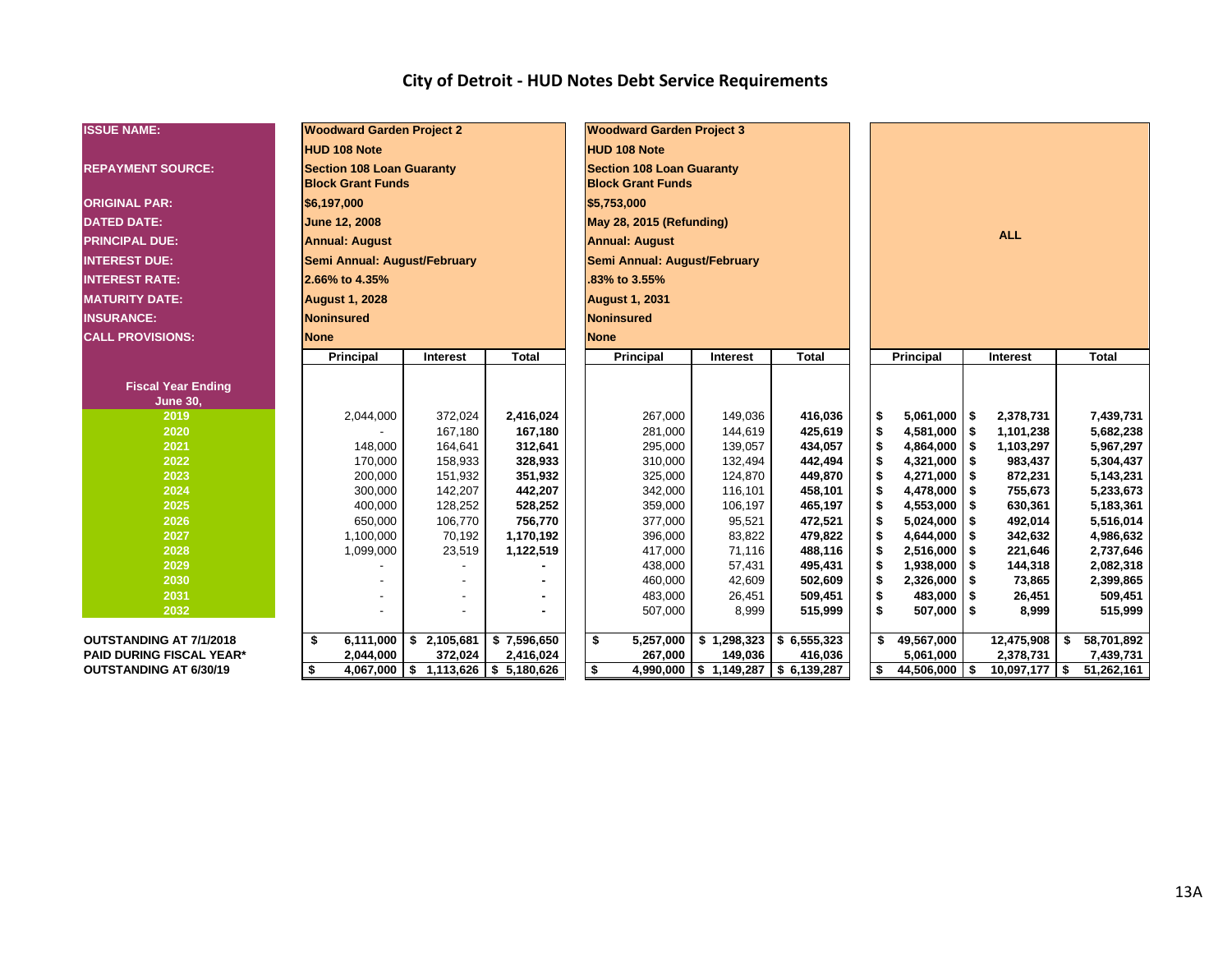# City of Detroit - HUD Notes Debt Service Requirements

| ISSUE NAME: | Woodward Garden Project 2 | | | Woodward Garden Project 3 | | | ALL | | |
|---|---|---|---|---|---|---|---|---|---|
| | HUD 108 Note | | | HUD 108 Note | | | | | |
| REPAYMENT SOURCE: | Section 108 Loan Guaranty Block Grant Funds | | | Section 108 Loan Guaranty Block Grant Funds | | | | | |
| ORIGINAL PAR: | $6,197,000 | | | $5,753,000 | | | | | |
| DATED DATE: | June 12, 2008 | | | May 28, 2015 (Refunding) | | | | | |
| PRINCIPAL DUE: | Annual: August | | | Annual: August | | | | | |
| INTEREST DUE: | Semi Annual: August/February | | | Semi Annual: August/February | | | | | |
| INTEREST RATE: | 2.66% to 4.35% | | | .83% to 3.55% | | | | | |
| MATURITY DATE: | August 1, 2028 | | | August 1, 2031 | | | | | |
| INSURANCE: | Noninsured | | | Noninsured | | | | | |
| CALL PROVISIONS: | None | | | None | | | | | |
| **Fiscal Year Ending June 30,** | **Principal** | **Interest** | **Total** | **Principal** | **Interest** | **Total** | **Principal** | **Interest** | **Total** |
| 2019 | 2,044,000 | 372,024 | **2,416,024** | 267,000 | 149,036 | **416,036** | **$ 5,061,000** | **$ 2,378,731** | **7,439,731** |
| 2020 | - | 167,180 | **167,180** | 281,000 | 144,619 | **425,619** | **$ 4,581,000** | **$ 1,101,238** | **5,682,238** |
| 2021 | 148,000 | 164,641 | **312,641** | 295,000 | 139,057 | **434,057** | **$ 4,864,000** | **$ 1,103,297** | **5,967,297** |
| 2022 | 170,000 | 158,933 | **328,933** | 310,000 | 132,494 | **442,494** | **$ 4,321,000** | **$ 983,437** | **5,304,437** |
| 2023 | 200,000 | 151,932 | **351,932** | 325,000 | 124,870 | **449,870** | **$ 4,271,000** | **$ 872,231** | **5,143,231** |
| 2024 | 300,000 | 142,207 | **442,207** | 342,000 | 116,101 | **458,101** | **$ 4,478,000** | **$ 755,673** | **5,233,673** |
| 2025 | 400,000 | 128,252 | **528,252** | 359,000 | 106,197 | **465,197** | **$ 4,553,000** | **$ 630,361** | **5,183,361** |
| 2026 | 650,000 | 106,770 | **756,770** | 377,000 | 95,521 | **472,521** | **$ 5,024,000** | **$ 492,014** | **5,516,014** |
| 2027 | 1,100,000 | 70,192 | **1,170,192** | 396,000 | 83,822 | **479,822** | **$ 4,644,000** | **$ 342,632** | **4,986,632** |
| 2028 | 1,099,000 | 23,519 | **1,122,519** | 417,000 | 71,116 | **488,116** | **$ 2,516,000** | **$ 221,646** | **2,737,646** |
| 2029 | - | - | **-** | 438,000 | 57,431 | **495,431** | **$ 1,938,000** | **$ 144,318** | **2,082,318** |
| 2030 | - | - | **-** | 460,000 | 42,609 | **502,609** | **$ 2,326,000** | **$ 73,865** | **2,399,865** |
| 2031 | - | - | **-** | 483,000 | 26,451 | **509,451** | **$ 483,000** | **$ 26,451** | **509,451** |
| 2032 | - | - | **-** | 507,000 | 8,999 | **515,999** | **$ 507,000** | **$ 8,999** | **515,999** |
| **OUTSTANDING AT 7/1/2018** | **$ 6,111,000** | **$ 2,105,681** | **$ 7,596,650** | **$ 5,257,000** | **$ 1,298,323** | **$ 6,555,323** | **$ 49,567,000** | **12,475,908** | **$ 58,701,892** |
| **PAID DURING FISCAL YEAR*** | **2,044,000** | **372,024** | **2,416,024** | **267,000** | **149,036** | **416,036** | **5,061,000** | **2,378,731** | **7,439,731** |
| **OUTSTANDING AT 6/30/19** | **$ 4,067,000** | **$ 1,113,626** | **$ 5,180,626** | **$ 4,990,000** | **$ 1,149,287** | **$ 6,139,287** | **$ 44,506,000** | **$ 10,097,177** | **$ 51,262,161** |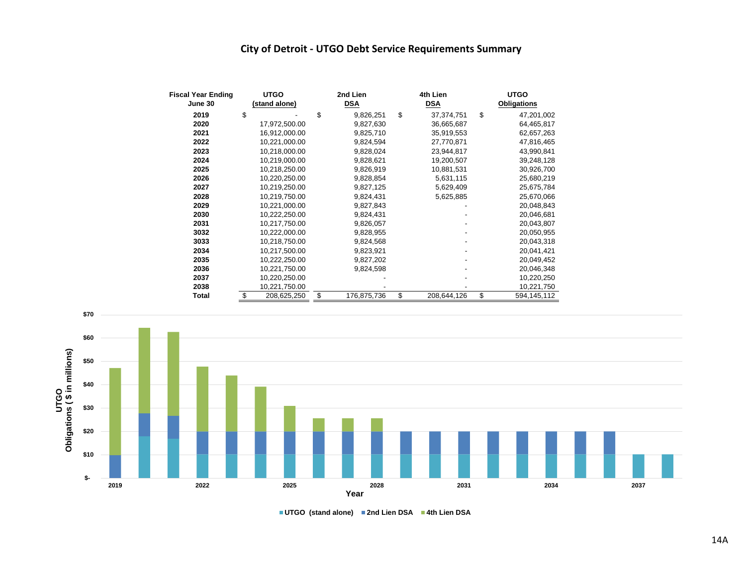# City of Detroit - UTGO Debt Service Requirements Summary

| Fiscal Year Ending June 30 | UTGO (stand alone) | 2nd Lien DSA | 4th Lien DSA | UTGO Obligations |
|---|---|---|---|---|
| 2019 | $ - | $ 9,826,251 | $ 37,374,751 | $ 47,201,002 |
| 2020 | 17,972,500.00 | 9,827,630 | 36,665,687 | 64,465,817 |
| 2021 | 16,912,000.00 | 9,825,710 | 35,919,553 | 62,657,263 |
| 2022 | 10,221,000.00 | 9,824,594 | 27,770,871 | 47,816,465 |
| 2023 | 10,218,000.00 | 9,828,024 | 23,944,817 | 43,990,841 |
| 2024 | 10,219,000.00 | 9,828,621 | 19,200,507 | 39,248,128 |
| 2025 | 10,218,250.00 | 9,826,919 | 10,881,531 | 30,926,700 |
| 2026 | 10,220,250.00 | 9,828,854 | 5,631,115 | 25,680,219 |
| 2027 | 10,219,250.00 | 9,827,125 | 5,629,409 | 25,675,784 |
| 2028 | 10,219,750.00 | 9,824,431 | 5,625,885 | 25,670,066 |
| 2029 | 10,221,000.00 | 9,827,843 | - | 20,048,843 |
| 2030 | 10,222,250.00 | 9,824,431 | - | 20,046,681 |
| 2031 | 10,217,750.00 | 9,826,057 | - | 20,043,807 |
| 3032 | 10,222,000.00 | 9,828,955 | - | 20,050,955 |
| 3033 | 10,218,750.00 | 9,824,568 | - | 20,043,318 |
| 2034 | 10,217,500.00 | 9,823,921 | - | 20,041,421 |
| 2035 | 10,222,250.00 | 9,827,202 | - | 20,049,452 |
| 2036 | 10,221,750.00 | 9,824,598 | - | 20,046,348 |
| 2037 | 10,220,250.00 | - | - | 10,220,250 |
| 2038 | 10,221,750.00 | - | - | 10,221,750 |
| **Total** | $ 208,625,250 | $ 176,875,736 | $ 208,644,126 | $ 594,145,112 |

UTGO Obligations ( $ in millions) by Year

■ UTGO (stand alone) ■ 2nd Lien DSA ■ 4th Lien DSA

14A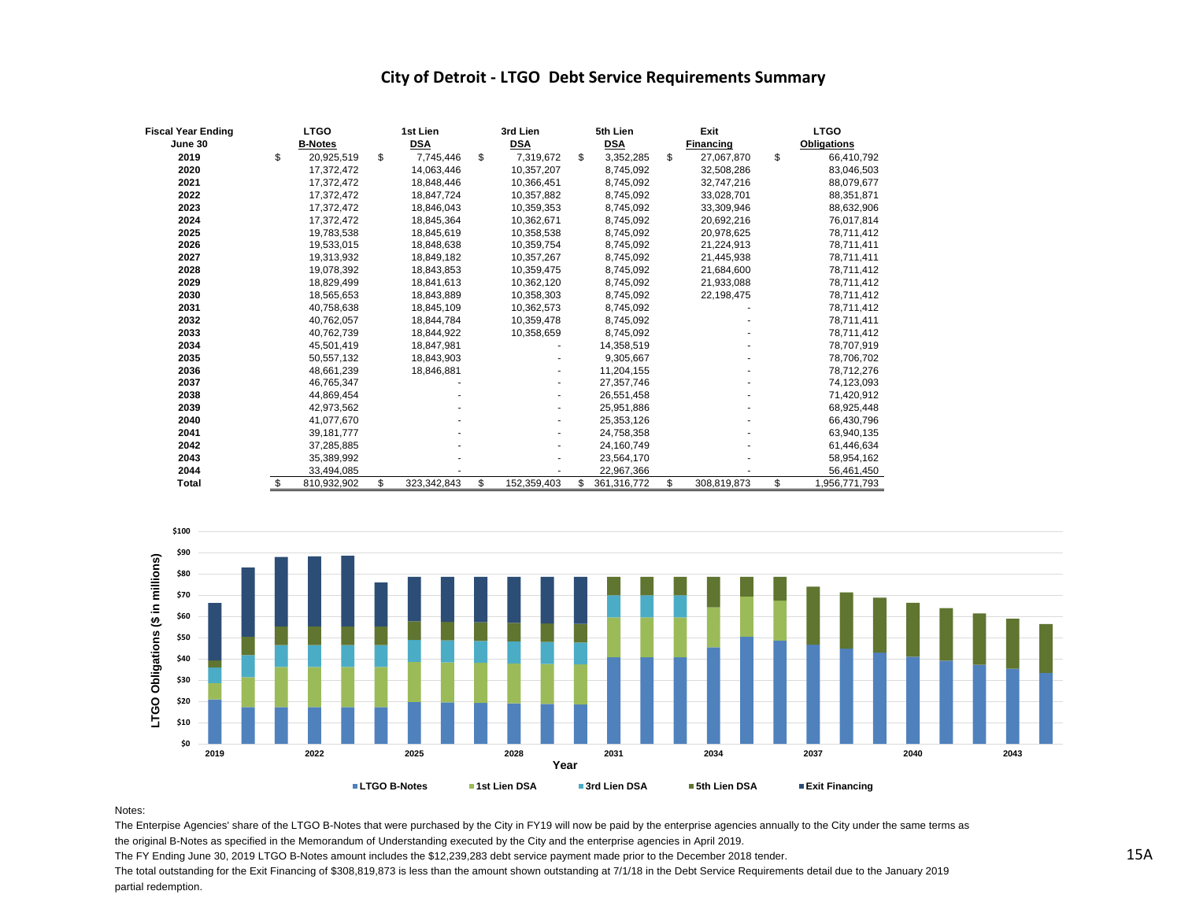# City of Detroit - LTGO Debt Service Requirements Summary

| Fiscal Year Ending June 30 | LTGO B-Notes | 1st Lien DSA | 3rd Lien DSA | 5th Lien DSA | Exit Financing | LTGO Obligations |
|---|---|---|---|---|---|---|
| 2019 | $ 20,925,519 | $ 7,745,446 | $ 7,319,672 | $ 3,352,285 | $ 27,067,870 | $ 66,410,792 |
| 2020 | 17,372,472 | 14,063,446 | 10,357,207 | 8,745,092 | 32,508,286 | 83,046,503 |
| 2021 | 17,372,472 | 18,848,446 | 10,366,451 | 8,745,092 | 32,747,216 | 88,079,677 |
| 2022 | 17,372,472 | 18,847,724 | 10,357,882 | 8,745,092 | 33,028,701 | 88,351,871 |
| 2023 | 17,372,472 | 18,846,043 | 10,359,353 | 8,745,092 | 33,309,946 | 88,632,906 |
| 2024 | 17,372,472 | 18,845,364 | 10,362,671 | 8,745,092 | 20,692,216 | 76,017,814 |
| 2025 | 19,783,538 | 18,845,619 | 10,358,538 | 8,745,092 | 20,978,625 | 78,711,412 |
| 2026 | 19,533,015 | 18,848,638 | 10,359,754 | 8,745,092 | 21,224,913 | 78,711,411 |
| 2027 | 19,313,932 | 18,849,182 | 10,357,267 | 8,745,092 | 21,445,938 | 78,711,411 |
| 2028 | 19,078,392 | 18,843,853 | 10,359,475 | 8,745,092 | 21,684,600 | 78,711,412 |
| 2029 | 18,829,499 | 18,841,613 | 10,362,120 | 8,745,092 | 21,933,088 | 78,711,412 |
| 2030 | 18,565,653 | 18,843,889 | 10,358,303 | 8,745,092 | 22,198,475 | 78,711,412 |
| 2031 | 40,758,638 | 18,845,109 | 10,362,573 | 8,745,092 | - | 78,711,412 |
| 2032 | 40,762,057 | 18,844,784 | 10,359,478 | 8,745,092 | - | 78,711,411 |
| 2033 | 40,762,739 | 18,844,922 | 10,358,659 | 8,745,092 | - | 78,711,412 |
| 2034 | 45,501,419 | 18,847,981 | - | 14,358,519 | - | 78,707,919 |
| 2035 | 50,557,132 | 18,843,903 | - | 9,305,667 | - | 78,706,702 |
| 2036 | 48,661,239 | 18,846,881 | - | 11,204,155 | - | 78,712,276 |
| 2037 | 46,765,347 | - | - | 27,357,746 | - | 74,123,093 |
| 2038 | 44,869,454 | - | - | 26,551,458 | - | 71,420,912 |
| 2039 | 42,973,562 | - | - | 25,951,886 | - | 68,925,448 |
| 2040 | 41,077,670 | - | - | 25,353,126 | - | 66,430,796 |
| 2041 | 39,181,777 | - | - | 24,758,358 | - | 63,940,135 |
| 2042 | 37,285,885 | - | - | 24,160,749 | - | 61,446,634 |
| 2043 | 35,389,992 | - | - | 23,564,170 | - | 58,954,162 |
| 2044 | 33,494,085 | - | - | 22,967,366 | - | 56,461,450 |
| Total | $ 810,932,902 | $ 323,342,843 | $ 152,359,403 | $ 361,316,772 | $ 308,819,873 | $ 1,956,771,793 |

LTGO Obligations ($ in millions)

$100
$90
$80
$70
$60
$50
$40
$30
$20
$10
$0

2019 2022 2025 2028 2031 2034 2037 2040 2043

Year

LTGO B-Notes, 1st Lien DSA, 3rd Lien DSA, 5th Lien DSA, Exit Financing

Notes:

The Enterprise Agencies' share of the LTGO B-Notes that were purchased by the City in FY19 will now be paid by the enterprise agencies annually to the City under the same terms as the original B-Notes as specified in the Memorandum of Understanding executed by the City and the enterprise agencies in April 2019.

The FY Ending June 30, 2019 LTGO B-Notes amount includes the $12,239,283 debt service payment made prior to the December 2018 tender.

The total outstanding for the Exit Financing of $308,819,873 is less than the amount shown outstanding at 7/1/18 in the Debt Service Requirements detail due to the January 2019 partial redemption.